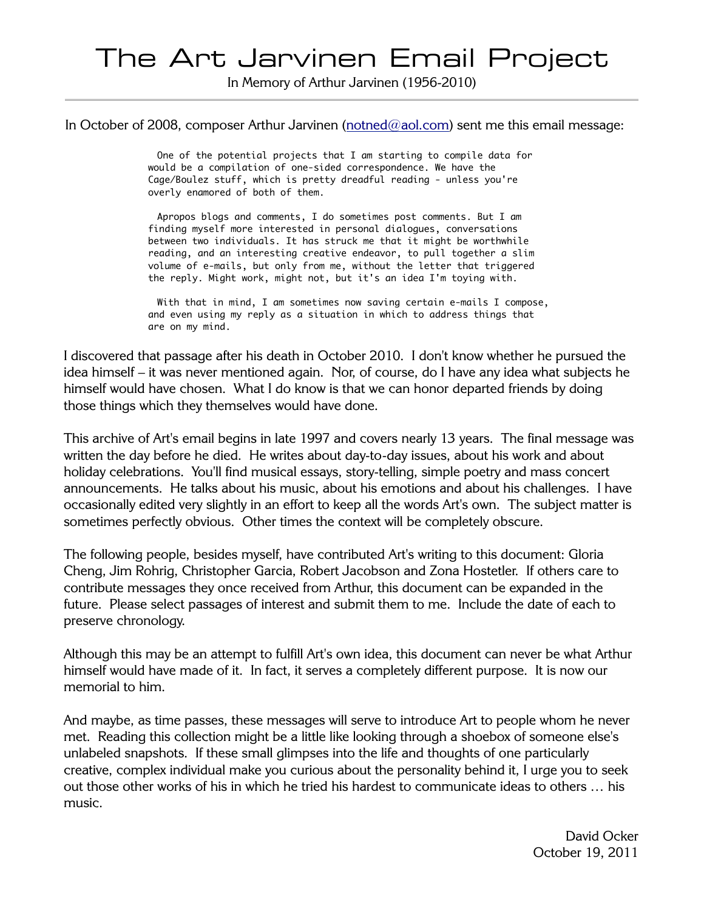# The Art Jarvinen Email Project

In Memory of Arthur Jarvinen (1956-2010)

---

In October of 2008, composer Arthur Jarvinen (notned@aol.com) sent me this email message:

```
  One of the potential projects that I am starting to compile data for
would be a compilation of one-sided correspondence. We have the
Cage/Boulez stuff, which is pretty dreadful reading - unless you're
overly enamored of both of them.

  Apropos blogs and comments, I do sometimes post comments. But I am
finding myself more interested in personal dialogues, conversations
between two individuals. It has struck me that it might be worthwhile
reading, and an interesting creative endeavor, to pull together a slim
volume of e-mails, but only from me, without the letter that triggered
the reply. Might work, might not, but it's an idea I'm toying with.

  With that in mind, I am sometimes now saving certain e-mails I compose,
and even using my reply as a situation in which to address things that
are on my mind.
```

I discovered that passage after his death in October 2010. I don't know whether he pursued the idea himself – it was never mentioned again. Nor, of course, do I have any idea what subjects he himself would have chosen. What I do know is that we can honor departed friends by doing those things which they themselves would have done.

This archive of Art's email begins in late 1997 and covers nearly 13 years. The final message was written the day before he died. He writes about day-to-day issues, about his work and about holiday celebrations. You'll find musical essays, story-telling, simple poetry and mass concert announcements. He talks about his music, about his emotions and about his challenges. I have occasionally edited very slightly in an effort to keep all the words Art's own. The subject matter is sometimes perfectly obvious. Other times the context will be completely obscure.

The following people, besides myself, have contributed Art's writing to this document: Gloria Cheng, Jim Rohrig, Christopher Garcia, Robert Jacobson and Zona Hostetler. If others care to contribute messages they once received from Arthur, this document can be expanded in the future. Please select passages of interest and submit them to me. Include the date of each to preserve chronology.

Although this may be an attempt to fulfill Art's own idea, this document can never be what Arthur himself would have made of it. In fact, it serves a completely different purpose. It is now our memorial to him.

And maybe, as time passes, these messages will serve to introduce Art to people whom he never met. Reading this collection might be a little like looking through a shoebox of someone else's unlabeled snapshots. If these small glimpses into the life and thoughts of one particularly creative, complex individual make you curious about the personality behind it, I urge you to seek out those other works of his in which he tried his hardest to communicate ideas to others … his music.

David Ocker
October 19, 2011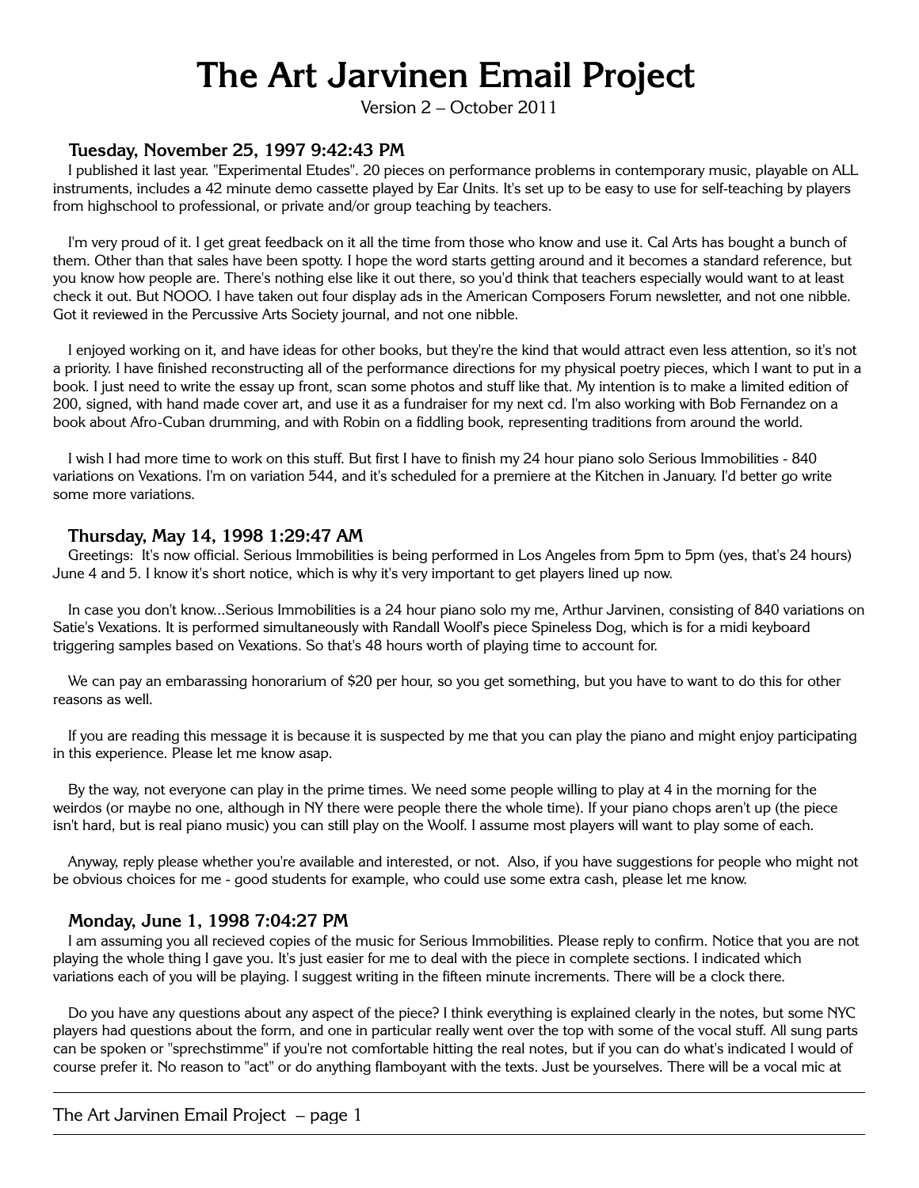# The Art Jarvinen Email Project

Version 2 – October 2011

### Tuesday, November 25, 1997 9:42:43 PM

I published it last year. "Experimental Etudes". 20 pieces on performance problems in contemporary music, playable on ALL instruments, includes a 42 minute demo cassette played by Ear Units. It's set up to be easy to use for self-teaching by players from highschool to professional, or private and/or group teaching by teachers.

I'm very proud of it. I get great feedback on it all the time from those who know and use it. Cal Arts has bought a bunch of them. Other than that sales have been spotty. I hope the word starts getting around and it becomes a standard reference, but you know how people are. There's nothing else like it out there, so you'd think that teachers especially would want to at least check it out. But NOOO. I have taken out four display ads in the American Composers Forum newsletter, and not one nibble. Got it reviewed in the Percussive Arts Society journal, and not one nibble.

I enjoyed working on it, and have ideas for other books, but they're the kind that would attract even less attention, so it's not a priority. I have finished reconstructing all of the performance directions for my physical poetry pieces, which I want to put in a book. I just need to write the essay up front, scan some photos and stuff like that. My intention is to make a limited edition of 200, signed, with hand made cover art, and use it as a fundraiser for my next cd. I'm also working with Bob Fernandez on a book about Afro-Cuban drumming, and with Robin on a fiddling book, representing traditions from around the world.

I wish I had more time to work on this stuff. But first I have to finish my 24 hour piano solo Serious Immobilities - 840 variations on Vexations. I'm on variation 544, and it's scheduled for a premiere at the Kitchen in January. I'd better go write some more variations.

### Thursday, May 14, 1998 1:29:47 AM

Greetings: It's now official. Serious Immobilities is being performed in Los Angeles from 5pm to 5pm (yes, that's 24 hours) June 4 and 5. I know it's short notice, which is why it's very important to get players lined up now.

In case you don't know...Serious Immobilities is a 24 hour piano solo my me, Arthur Jarvinen, consisting of 840 variations on Satie's Vexations. It is performed simultaneously with Randall Woolf's piece Spineless Dog, which is for a midi keyboard triggering samples based on Vexations. So that's 48 hours worth of playing time to account for.

We can pay an embarassing honorarium of $20 per hour, so you get something, but you have to want to do this for other reasons as well.

If you are reading this message it is because it is suspected by me that you can play the piano and might enjoy participating in this experience. Please let me know asap.

By the way, not everyone can play in the prime times. We need some people willing to play at 4 in the morning for the weirdos (or maybe no one, although in NY there were people there the whole time). If your piano chops aren't up (the piece isn't hard, but is real piano music) you can still play on the Woolf. I assume most players will want to play some of each.

Anyway, reply please whether you're available and interested, or not. Also, if you have suggestions for people who might not be obvious choices for me - good students for example, who could use some extra cash, please let me know.

### Monday, June 1, 1998 7:04:27 PM

I am assuming you all recieved copies of the music for Serious Immobilities. Please reply to confirm. Notice that you are not playing the whole thing I gave you. It's just easier for me to deal with the piece in complete sections. I indicated which variations each of you will be playing. I suggest writing in the fifteen minute increments. There will be a clock there.

Do you have any questions about any aspect of the piece? I think everything is explained clearly in the notes, but some NYC players had questions about the form, and one in particular really went over the top with some of the vocal stuff. All sung parts can be spoken or "sprechstimme" if you're not comfortable hitting the real notes, but if you can do what's indicated I would of course prefer it. No reason to "act" or do anything flamboyant with the texts. Just be yourselves. There will be a vocal mic at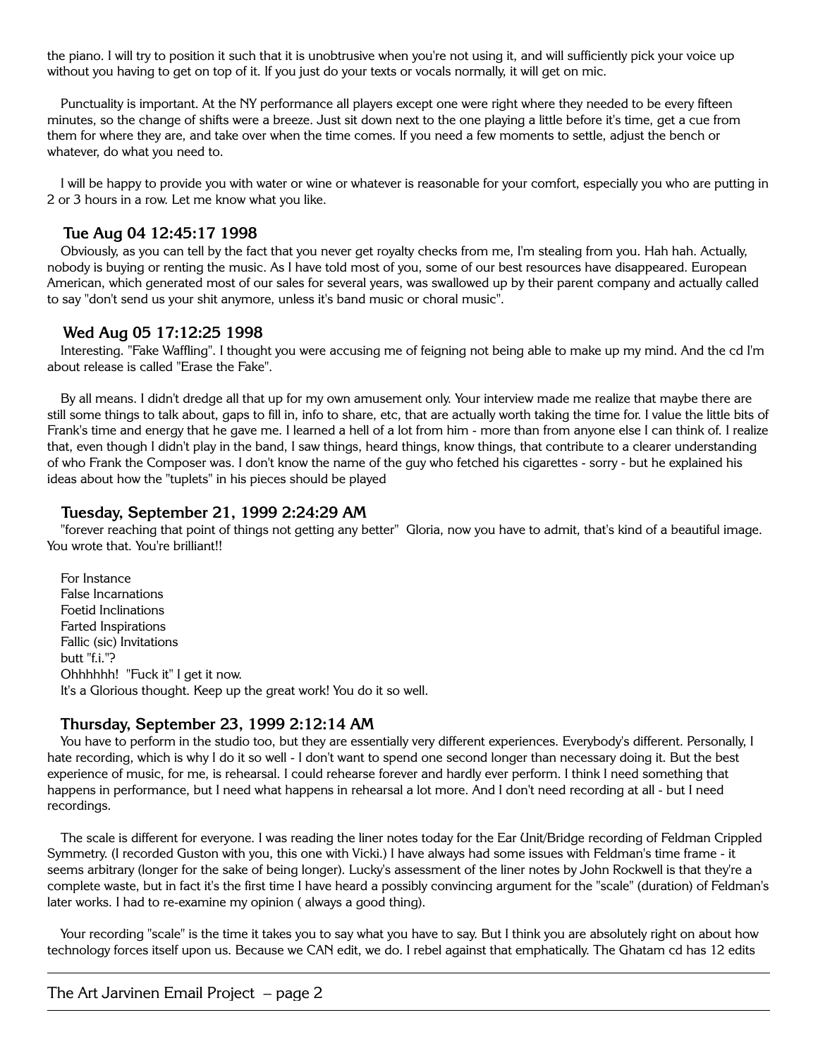the piano. I will try to position it such that it is unobtrusive when you're not using it, and will sufficiently pick your voice up without you having to get on top of it. If you just do your texts or vocals normally, it will get on mic.

Punctuality is important. At the NY performance all players except one were right where they needed to be every fifteen minutes, so the change of shifts were a breeze. Just sit down next to the one playing a little before it's time, get a cue from them for where they are, and take over when the time comes. If you need a few moments to settle, adjust the bench or whatever, do what you need to.

I will be happy to provide you with water or wine or whatever is reasonable for your comfort, especially you who are putting in 2 or 3 hours in a row. Let me know what you like.

### Tue Aug 04 12:45:17 1998

Obviously, as you can tell by the fact that you never get royalty checks from me, I'm stealing from you. Hah hah. Actually, nobody is buying or renting the music. As I have told most of you, some of our best resources have disappeared. European American, which generated most of our sales for several years, was swallowed up by their parent company and actually called to say "don't send us your shit anymore, unless it's band music or choral music".

### Wed Aug 05 17:12:25 1998

Interesting. "Fake Waffling". I thought you were accusing me of feigning not being able to make up my mind. And the cd I'm about release is called "Erase the Fake".

By all means. I didn't dredge all that up for my own amusement only. Your interview made me realize that maybe there are still some things to talk about, gaps to fill in, info to share, etc, that are actually worth taking the time for. I value the little bits of Frank's time and energy that he gave me. I learned a hell of a lot from him - more than from anyone else I can think of. I realize that, even though I didn't play in the band, I saw things, heard things, know things, that contribute to a clearer understanding of who Frank the Composer was. I don't know the name of the guy who fetched his cigarettes - sorry - but he explained his ideas about how the "tuplets" in his pieces should be played

### Tuesday, September 21, 1999 2:24:29 AM

"forever reaching that point of things not getting any better" Gloria, now you have to admit, that's kind of a beautiful image. You wrote that. You're brilliant!!

For Instance
False Incarnations
Foetid Inclinations
Farted Inspirations
Fallic (sic) Invitations
butt "f.i."?
Ohhhhhh! "Fuck it" I get it now.
It's a Glorious thought. Keep up the great work! You do it so well.

### Thursday, September 23, 1999 2:12:14 AM

You have to perform in the studio too, but they are essentially very different experiences. Everybody's different. Personally, I hate recording, which is why I do it so well - I don't want to spend one second longer than necessary doing it. But the best experience of music, for me, is rehearsal. I could rehearse forever and hardly ever perform. I think I need something that happens in performance, but I need what happens in rehearsal a lot more. And I don't need recording at all - but I need recordings.

The scale is different for everyone. I was reading the liner notes today for the Ear Unit/Bridge recording of Feldman Crippled Symmetry. (I recorded Guston with you, this one with Vicki.) I have always had some issues with Feldman's time frame - it seems arbitrary (longer for the sake of being longer). Lucky's assessment of the liner notes by John Rockwell is that they're a complete waste, but in fact it's the first time I have heard a possibly convincing argument for the "scale" (duration) of Feldman's later works. I had to re-examine my opinion ( always a good thing).

Your recording "scale" is the time it takes you to say what you have to say. But I think you are absolutely right on about how technology forces itself upon us. Because we CAN edit, we do. I rebel against that emphatically. The Ghatam cd has 12 edits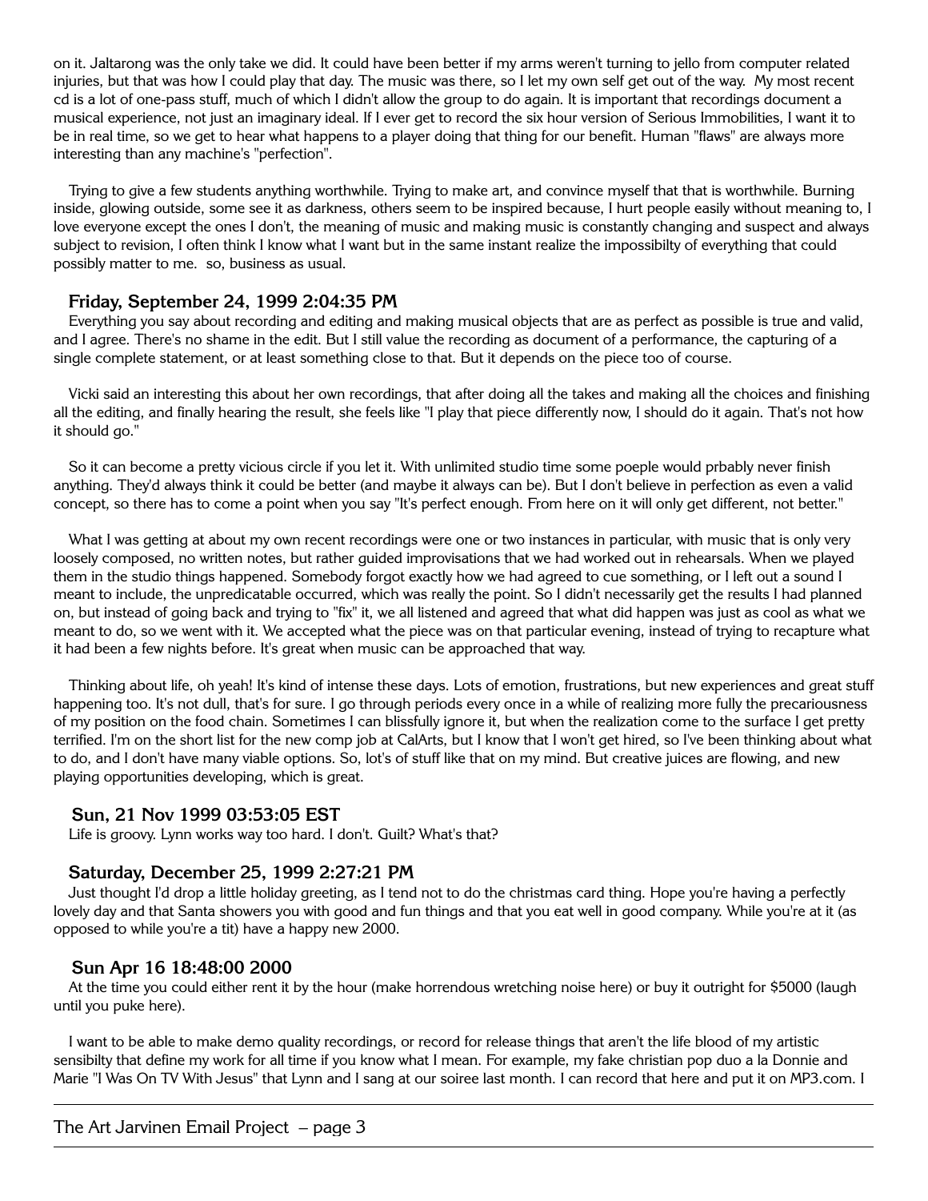on it. Jaltarong was the only take we did. It could have been better if my arms weren't turning to jello from computer related injuries, but that was how I could play that day. The music was there, so I let my own self get out of the way. My most recent cd is a lot of one-pass stuff, much of which I didn't allow the group to do again. It is important that recordings document a musical experience, not just an imaginary ideal. If I ever get to record the six hour version of Serious Immobilities, I want it to be in real time, so we get to hear what happens to a player doing that thing for our benefit. Human "flaws" are always more interesting than any machine's "perfection".

Trying to give a few students anything worthwhile. Trying to make art, and convince myself that that is worthwhile. Burning inside, glowing outside, some see it as darkness, others seem to be inspired because, I hurt people easily without meaning to, I love everyone except the ones I don't, the meaning of music and making music is constantly changing and suspect and always subject to revision, I often think I know what I want but in the same instant realize the impossibilty of everything that could possibly matter to me. so, business as usual.

### Friday, September 24, 1999 2:04:35 PM

Everything you say about recording and editing and making musical objects that are as perfect as possible is true and valid, and I agree. There's no shame in the edit. But I still value the recording as document of a performance, the capturing of a single complete statement, or at least something close to that. But it depends on the piece too of course.

Vicki said an interesting this about her own recordings, that after doing all the takes and making all the choices and finishing all the editing, and finally hearing the result, she feels like "I play that piece differently now, I should do it again. That's not how it should go."

So it can become a pretty vicious circle if you let it. With unlimited studio time some poeple would prbably never finish anything. They'd always think it could be better (and maybe it always can be). But I don't believe in perfection as even a valid concept, so there has to come a point when you say "It's perfect enough. From here on it will only get different, not better."

What I was getting at about my own recent recordings were one or two instances in particular, with music that is only very loosely composed, no written notes, but rather guided improvisations that we had worked out in rehearsals. When we played them in the studio things happened. Somebody forgot exactly how we had agreed to cue something, or I left out a sound I meant to include, the unpredicatable occurred, which was really the point. So I didn't necessarily get the results I had planned on, but instead of going back and trying to "fix" it, we all listened and agreed that what did happen was just as cool as what we meant to do, so we went with it. We accepted what the piece was on that particular evening, instead of trying to recapture what it had been a few nights before. It's great when music can be approached that way.

Thinking about life, oh yeah! It's kind of intense these days. Lots of emotion, frustrations, but new experiences and great stuff happening too. It's not dull, that's for sure. I go through periods every once in a while of realizing more fully the precariousness of my position on the food chain. Sometimes I can blissfully ignore it, but when the realization come to the surface I get pretty terrified. I'm on the short list for the new comp job at CalArts, but I know that I won't get hired, so I've been thinking about what to do, and I don't have many viable options. So, lot's of stuff like that on my mind. But creative juices are flowing, and new playing opportunities developing, which is great.

### Sun, 21 Nov 1999 03:53:05 EST

Life is groovy. Lynn works way too hard. I don't. Guilt? What's that?

### Saturday, December 25, 1999 2:27:21 PM

Just thought I'd drop a little holiday greeting, as I tend not to do the christmas card thing. Hope you're having a perfectly lovely day and that Santa showers you with good and fun things and that you eat well in good company. While you're at it (as opposed to while you're a tit) have a happy new 2000.

### Sun Apr 16 18:48:00 2000

At the time you could either rent it by the hour (make horrendous wretching noise here) or buy it outright for $5000 (laugh until you puke here).

I want to be able to make demo quality recordings, or record for release things that aren't the life blood of my artistic sensibilty that define my work for all time if you know what I mean. For example, my fake christian pop duo a la Donnie and Marie "I Was On TV With Jesus" that Lynn and I sang at our soiree last month. I can record that here and put it on MP3.com. I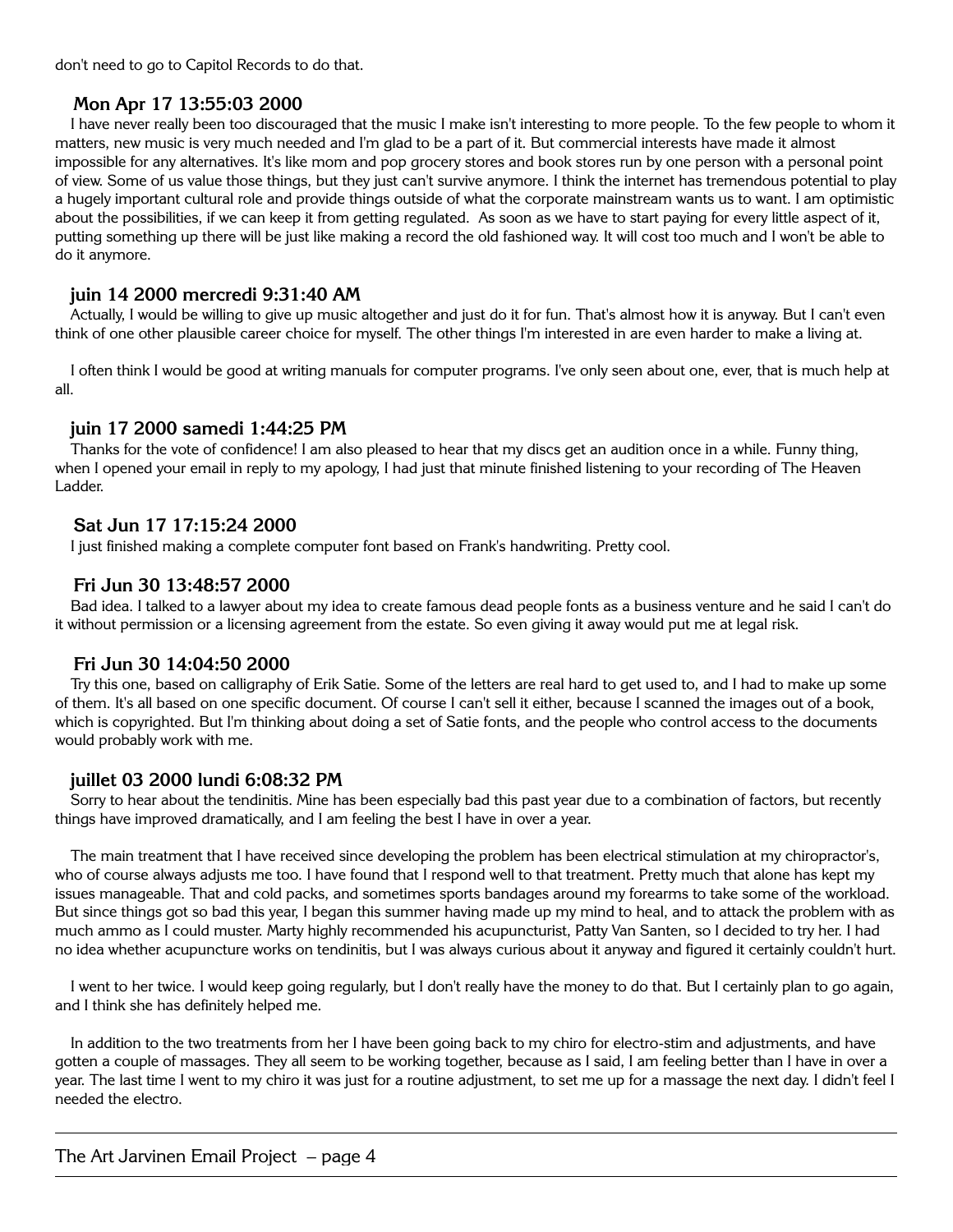don't need to go to Capitol Records to do that.

### Mon Apr 17 13:55:03 2000

I have never really been too discouraged that the music I make isn't interesting to more people. To the few people to whom it matters, new music is very much needed and I'm glad to be a part of it. But commercial interests have made it almost impossible for any alternatives. It's like mom and pop grocery stores and book stores run by one person with a personal point of view. Some of us value those things, but they just can't survive anymore. I think the internet has tremendous potential to play a hugely important cultural role and provide things outside of what the corporate mainstream wants us to want. I am optimistic about the possibilities, if we can keep it from getting regulated. As soon as we have to start paying for every little aspect of it, putting something up there will be just like making a record the old fashioned way. It will cost too much and I won't be able to do it anymore.

### juin 14 2000 mercredi 9:31:40 AM

Actually, I would be willing to give up music altogether and just do it for fun. That's almost how it is anyway. But I can't even think of one other plausible career choice for myself. The other things I'm interested in are even harder to make a living at.

I often think I would be good at writing manuals for computer programs. I've only seen about one, ever, that is much help at all.

### juin 17 2000 samedi 1:44:25 PM

Thanks for the vote of confidence! I am also pleased to hear that my discs get an audition once in a while. Funny thing, when I opened your email in reply to my apology, I had just that minute finished listening to your recording of The Heaven Ladder.

### Sat Jun 17 17:15:24 2000

I just finished making a complete computer font based on Frank's handwriting. Pretty cool.

### Fri Jun 30 13:48:57 2000

Bad idea. I talked to a lawyer about my idea to create famous dead people fonts as a business venture and he said I can't do it without permission or a licensing agreement from the estate. So even giving it away would put me at legal risk.

### Fri Jun 30 14:04:50 2000

Try this one, based on calligraphy of Erik Satie. Some of the letters are real hard to get used to, and I had to make up some of them. It's all based on one specific document. Of course I can't sell it either, because I scanned the images out of a book, which is copyrighted. But I'm thinking about doing a set of Satie fonts, and the people who control access to the documents would probably work with me.

### juillet 03 2000 lundi 6:08:32 PM

Sorry to hear about the tendinitis. Mine has been especially bad this past year due to a combination of factors, but recently things have improved dramatically, and I am feeling the best I have in over a year.

The main treatment that I have received since developing the problem has been electrical stimulation at my chiropractor's, who of course always adjusts me too. I have found that I respond well to that treatment. Pretty much that alone has kept my issues manageable. That and cold packs, and sometimes sports bandages around my forearms to take some of the workload. But since things got so bad this year, I began this summer having made up my mind to heal, and to attack the problem with as much ammo as I could muster. Marty highly recommended his acupuncturist, Patty Van Santen, so I decided to try her. I had no idea whether acupuncture works on tendinitis, but I was always curious about it anyway and figured it certainly couldn't hurt.

I went to her twice. I would keep going regularly, but I don't really have the money to do that. But I certainly plan to go again, and I think she has definitely helped me.

In addition to the two treatments from her I have been going back to my chiro for electro-stim and adjustments, and have gotten a couple of massages. They all seem to be working together, because as I said, I am feeling better than I have in over a year. The last time I went to my chiro it was just for a routine adjustment, to set me up for a massage the next day. I didn't feel I needed the electro.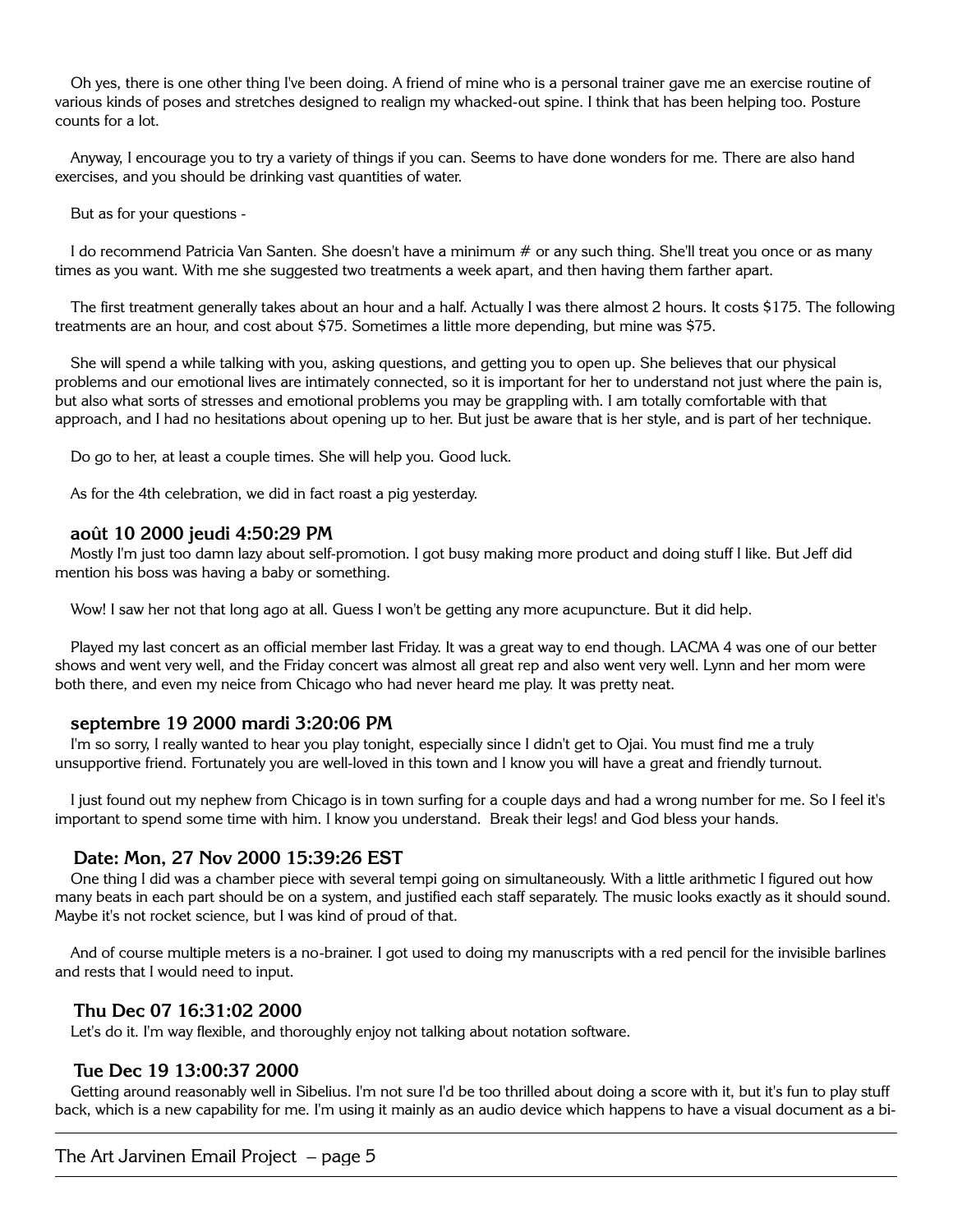Oh yes, there is one other thing I've been doing. A friend of mine who is a personal trainer gave me an exercise routine of various kinds of poses and stretches designed to realign my whacked-out spine. I think that has been helping too. Posture counts for a lot.

Anyway, I encourage you to try a variety of things if you can. Seems to have done wonders for me. There are also hand exercises, and you should be drinking vast quantities of water.

But as for your questions -

I do recommend Patricia Van Santen. She doesn't have a minimum # or any such thing. She'll treat you once or as many times as you want. With me she suggested two treatments a week apart, and then having them farther apart.

The first treatment generally takes about an hour and a half. Actually I was there almost 2 hours. It costs $175. The following treatments are an hour, and cost about $75. Sometimes a little more depending, but mine was $75.

She will spend a while talking with you, asking questions, and getting you to open up. She believes that our physical problems and our emotional lives are intimately connected, so it is important for her to understand not just where the pain is, but also what sorts of stresses and emotional problems you may be grappling with. I am totally comfortable with that approach, and I had no hesitations about opening up to her. But just be aware that is her style, and is part of her technique.

Do go to her, at least a couple times. She will help you. Good luck.

As for the 4th celebration, we did in fact roast a pig yesterday.

### août 10 2000 jeudi 4:50:29 PM

Mostly I'm just too damn lazy about self-promotion. I got busy making more product and doing stuff I like. But Jeff did mention his boss was having a baby or something.

Wow! I saw her not that long ago at all. Guess I won't be getting any more acupuncture. But it did help.

Played my last concert as an official member last Friday. It was a great way to end though. LACMA 4 was one of our better shows and went very well, and the Friday concert was almost all great rep and also went very well. Lynn and her mom were both there, and even my neice from Chicago who had never heard me play. It was pretty neat.

### septembre 19 2000 mardi 3:20:06 PM

I'm so sorry, I really wanted to hear you play tonight, especially since I didn't get to Ojai. You must find me a truly unsupportive friend. Fortunately you are well-loved in this town and I know you will have a great and friendly turnout.

I just found out my nephew from Chicago is in town surfing for a couple days and had a wrong number for me. So I feel it's important to spend some time with him. I know you understand. Break their legs! and God bless your hands.

### Date: Mon, 27 Nov 2000 15:39:26 EST

One thing I did was a chamber piece with several tempi going on simultaneously. With a little arithmetic I figured out how many beats in each part should be on a system, and justified each staff separately. The music looks exactly as it should sound. Maybe it's not rocket science, but I was kind of proud of that.

And of course multiple meters is a no-brainer. I got used to doing my manuscripts with a red pencil for the invisible barlines and rests that I would need to input.

### Thu Dec 07 16:31:02 2000

Let's do it. I'm way flexible, and thoroughly enjoy not talking about notation software.

### Tue Dec 19 13:00:37 2000

Getting around reasonably well in Sibelius. I'm not sure I'd be too thrilled about doing a score with it, but it's fun to play stuff back, which is a new capability for me. I'm using it mainly as an audio device which happens to have a visual document as a bi-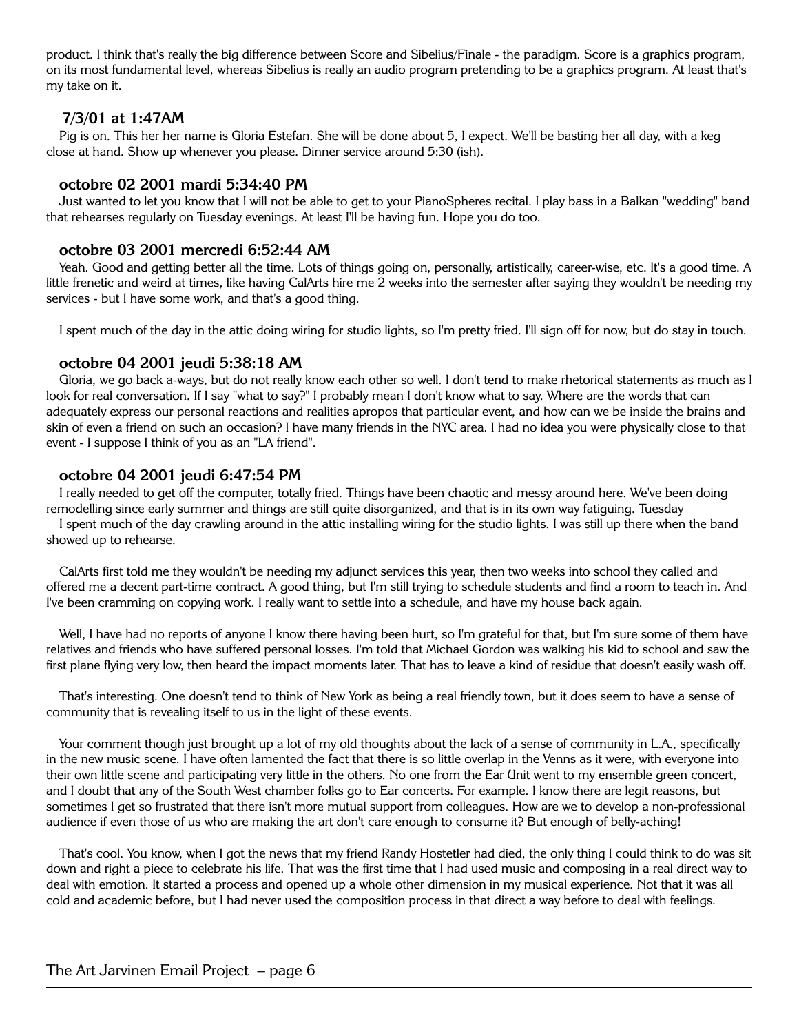product. I think that's really the big difference between Score and Sibelius/Finale - the paradigm. Score is a graphics program, on its most fundamental level, whereas Sibelius is really an audio program pretending to be a graphics program. At least that's my take on it.

### 7/3/01 at 1:47AM

Pig is on. This her her name is Gloria Estefan. She will be done about 5, I expect. We'll be basting her all day, with a keg close at hand. Show up whenever you please. Dinner service around 5:30 (ish).

### octobre 02 2001 mardi 5:34:40 PM

Just wanted to let you know that I will not be able to get to your PianoSpheres recital. I play bass in a Balkan "wedding" band that rehearses regularly on Tuesday evenings. At least I'll be having fun. Hope you do too.

### octobre 03 2001 mercredi 6:52:44 AM

Yeah. Good and getting better all the time. Lots of things going on, personally, artistically, career-wise, etc. It's a good time. A little frenetic and weird at times, like having CalArts hire me 2 weeks into the semester after saying they wouldn't be needing my services - but I have some work, and that's a good thing.

I spent much of the day in the attic doing wiring for studio lights, so I'm pretty fried. I'll sign off for now, but do stay in touch.

### octobre 04 2001 jeudi 5:38:18 AM

Gloria, we go back a-ways, but do not really know each other so well. I don't tend to make rhetorical statements as much as I look for real conversation. If I say "what to say?" I probably mean I don't know what to say. Where are the words that can adequately express our personal reactions and realities apropos that particular event, and how can we be inside the brains and skin of even a friend on such an occasion? I have many friends in the NYC area. I had no idea you were physically close to that event - I suppose I think of you as an "LA friend".

### octobre 04 2001 jeudi 6:47:54 PM

I really needed to get off the computer, totally fried. Things have been chaotic and messy around here. We've been doing remodelling since early summer and things are still quite disorganized, and that is in its own way fatiguing. Tuesday

I spent much of the day crawling around in the attic installing wiring for the studio lights. I was still up there when the band showed up to rehearse.

CalArts first told me they wouldn't be needing my adjunct services this year, then two weeks into school they called and offered me a decent part-time contract. A good thing, but I'm still trying to schedule students and find a room to teach in. And I've been cramming on copying work. I really want to settle into a schedule, and have my house back again.

Well, I have had no reports of anyone I know there having been hurt, so I'm grateful for that, but I'm sure some of them have relatives and friends who have suffered personal losses. I'm told that Michael Gordon was walking his kid to school and saw the first plane flying very low, then heard the impact moments later. That has to leave a kind of residue that doesn't easily wash off.

That's interesting. One doesn't tend to think of New York as being a real friendly town, but it does seem to have a sense of community that is revealing itself to us in the light of these events.

Your comment though just brought up a lot of my old thoughts about the lack of a sense of community in L.A., specifically in the new music scene. I have often lamented the fact that there is so little overlap in the Venns as it were, with everyone into their own little scene and participating very little in the others. No one from the Ear Unit went to my ensemble green concert, and I doubt that any of the South West chamber folks go to Ear concerts. For example. I know there are legit reasons, but sometimes I get so frustrated that there isn't more mutual support from colleagues. How are we to develop a non-professional audience if even those of us who are making the art don't care enough to consume it? But enough of belly-aching!

That's cool. You know, when I got the news that my friend Randy Hostetler had died, the only thing I could think to do was sit down and right a piece to celebrate his life. That was the first time that I had used music and composing in a real direct way to deal with emotion. It started a process and opened up a whole other dimension in my musical experience. Not that it was all cold and academic before, but I had never used the composition process in that direct a way before to deal with feelings.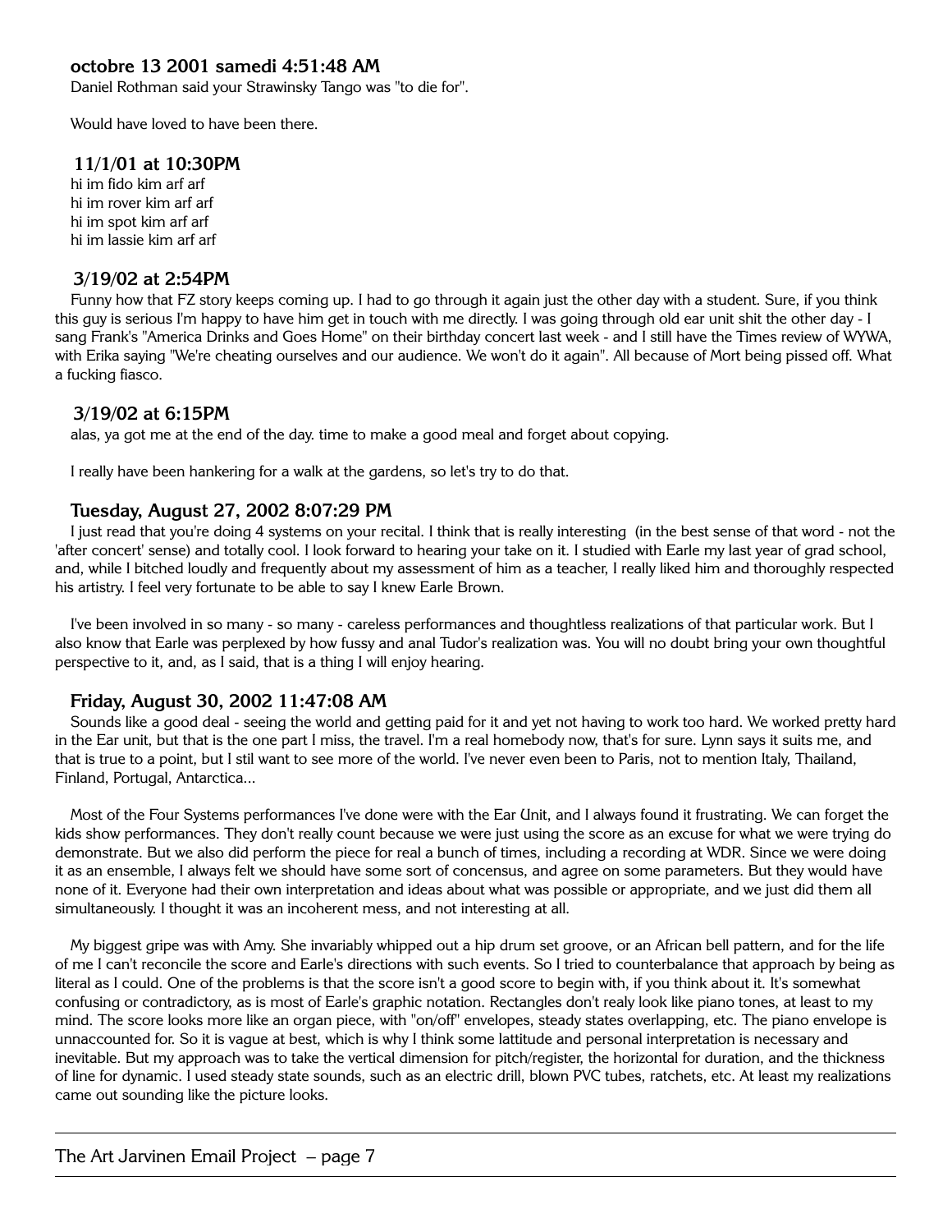### octobre 13 2001 samedi 4:51:48 AM

Daniel Rothman said your Strawinsky Tango was "to die for".

Would have loved to have been there.

### 11/1/01 at 10:30PM

hi im fido kim arf arf
hi im rover kim arf arf
hi im spot kim arf arf
hi im lassie kim arf arf

### 3/19/02 at 2:54PM

Funny how that FZ story keeps coming up. I had to go through it again just the other day with a student. Sure, if you think this guy is serious I'm happy to have him get in touch with me directly. I was going through old ear unit shit the other day - I sang Frank's "America Drinks and Goes Home" on their birthday concert last week - and I still have the Times review of WYWA, with Erika saying "We're cheating ourselves and our audience. We won't do it again". All because of Mort being pissed off. What a fucking fiasco.

### 3/19/02 at 6:15PM

alas, ya got me at the end of the day. time to make a good meal and forget about copying.

I really have been hankering for a walk at the gardens, so let's try to do that.

### Tuesday, August 27, 2002 8:07:29 PM

I just read that you're doing 4 systems on your recital. I think that is really interesting (in the best sense of that word - not the 'after concert' sense) and totally cool. I look forward to hearing your take on it. I studied with Earle my last year of grad school, and, while I bitched loudly and frequently about my assessment of him as a teacher, I really liked him and thoroughly respected his artistry. I feel very fortunate to be able to say I knew Earle Brown.

I've been involved in so many - so many - careless performances and thoughtless realizations of that particular work. But I also know that Earle was perplexed by how fussy and anal Tudor's realization was. You will no doubt bring your own thoughtful perspective to it, and, as I said, that is a thing I will enjoy hearing.

### Friday, August 30, 2002 11:47:08 AM

Sounds like a good deal - seeing the world and getting paid for it and yet not having to work too hard. We worked pretty hard in the Ear unit, but that is the one part I miss, the travel. I'm a real homebody now, that's for sure. Lynn says it suits me, and that is true to a point, but I stil want to see more of the world. I've never even been to Paris, not to mention Italy, Thailand, Finland, Portugal, Antarctica...

Most of the Four Systems performances I've done were with the Ear Unit, and I always found it frustrating. We can forget the kids show performances. They don't really count because we were just using the score as an excuse for what we were trying do demonstrate. But we also did perform the piece for real a bunch of times, including a recording at WDR. Since we were doing it as an ensemble, I always felt we should have some sort of concensus, and agree on some parameters. But they would have none of it. Everyone had their own interpretation and ideas about what was possible or appropriate, and we just did them all simultaneously. I thought it was an incoherent mess, and not interesting at all.

My biggest gripe was with Amy. She invariably whipped out a hip drum set groove, or an African bell pattern, and for the life of me I can't reconcile the score and Earle's directions with such events. So I tried to counterbalance that approach by being as literal as I could. One of the problems is that the score isn't a good score to begin with, if you think about it. It's somewhat confusing or contradictory, as is most of Earle's graphic notation. Rectangles don't realy look like piano tones, at least to my mind. The score looks more like an organ piece, with "on/off" envelopes, steady states overlapping, etc. The piano envelope is unaccounted for. So it is vague at best, which is why I think some lattitude and personal interpretation is necessary and inevitable. But my approach was to take the vertical dimension for pitch/register, the horizontal for duration, and the thickness of line for dynamic. I used steady state sounds, such as an electric drill, blown PVC tubes, ratchets, etc. At least my realizations came out sounding like the picture looks.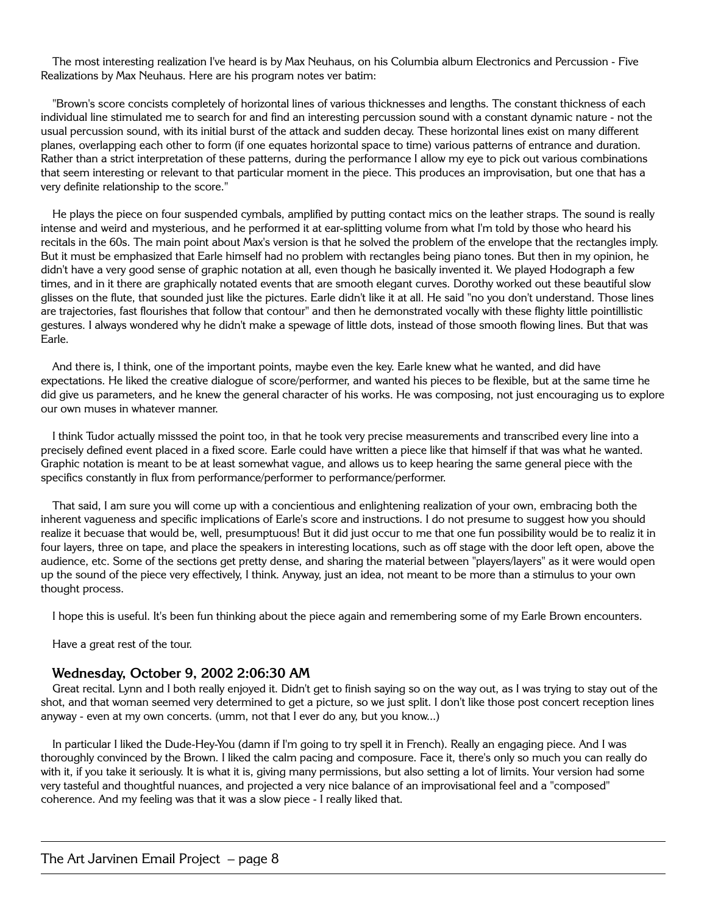The most interesting realization I've heard is by Max Neuhaus, on his Columbia album Electronics and Percussion - Five Realizations by Max Neuhaus. Here are his program notes ver batim:

"Brown's score concists completely of horizontal lines of various thicknesses and lengths. The constant thickness of each individual line stimulated me to search for and find an interesting percussion sound with a constant dynamic nature - not the usual percussion sound, with its initial burst of the attack and sudden decay. These horizontal lines exist on many different planes, overlapping each other to form (if one equates horizontal space to time) various patterns of entrance and duration. Rather than a strict interpretation of these patterns, during the performance I allow my eye to pick out various combinations that seem interesting or relevant to that particular moment in the piece. This produces an improvisation, but one that has a very definite relationship to the score."

He plays the piece on four suspended cymbals, amplified by putting contact mics on the leather straps. The sound is really intense and weird and mysterious, and he performed it at ear-splitting volume from what I'm told by those who heard his recitals in the 60s. The main point about Max's version is that he solved the problem of the envelope that the rectangles imply. But it must be emphasized that Earle himself had no problem with rectangles being piano tones. But then in my opinion, he didn't have a very good sense of graphic notation at all, even though he basically invented it. We played Hodograph a few times, and in it there are graphically notated events that are smooth elegant curves. Dorothy worked out these beautiful slow glisses on the flute, that sounded just like the pictures. Earle didn't like it at all. He said "no you don't understand. Those lines are trajectories, fast flourishes that follow that contour" and then he demonstrated vocally with these flighty little pointillistic gestures. I always wondered why he didn't make a spewage of little dots, instead of those smooth flowing lines. But that was Earle.

And there is, I think, one of the important points, maybe even the key. Earle knew what he wanted, and did have expectations. He liked the creative dialogue of score/performer, and wanted his pieces to be flexible, but at the same time he did give us parameters, and he knew the general character of his works. He was composing, not just encouraging us to explore our own muses in whatever manner.

I think Tudor actually misssed the point too, in that he took very precise measurements and transcribed every line into a precisely defined event placed in a fixed score. Earle could have written a piece like that himself if that was what he wanted. Graphic notation is meant to be at least somewhat vague, and allows us to keep hearing the same general piece with the specifics constantly in flux from performance/performer to performance/performer.

That said, I am sure you will come up with a concientious and enlightening realization of your own, embracing both the inherent vagueness and specific implications of Earle's score and instructions. I do not presume to suggest how you should realize it becuase that would be, well, presumptuous! But it did just occur to me that one fun possibility would be to realiz it in four layers, three on tape, and place the speakers in interesting locations, such as off stage with the door left open, above the audience, etc. Some of the sections get pretty dense, and sharing the material between "players/layers" as it were would open up the sound of the piece very effectively, I think. Anyway, just an idea, not meant to be more than a stimulus to your own thought process.

I hope this is useful. It's been fun thinking about the piece again and remembering some of my Earle Brown encounters.

Have a great rest of the tour.

### Wednesday, October 9, 2002 2:06:30 AM

Great recital. Lynn and I both really enjoyed it. Didn't get to finish saying so on the way out, as I was trying to stay out of the shot, and that woman seemed very determined to get a picture, so we just split. I don't like those post concert reception lines anyway - even at my own concerts. (umm, not that I ever do any, but you know...)

In particular I liked the Dude-Hey-You (damn if I'm going to try spell it in French). Really an engaging piece. And I was thoroughly convinced by the Brown. I liked the calm pacing and composure. Face it, there's only so much you can really do with it, if you take it seriously. It is what it is, giving many permissions, but also setting a lot of limits. Your version had some very tasteful and thoughtful nuances, and projected a very nice balance of an improvisational feel and a "composed" coherence. And my feeling was that it was a slow piece - I really liked that.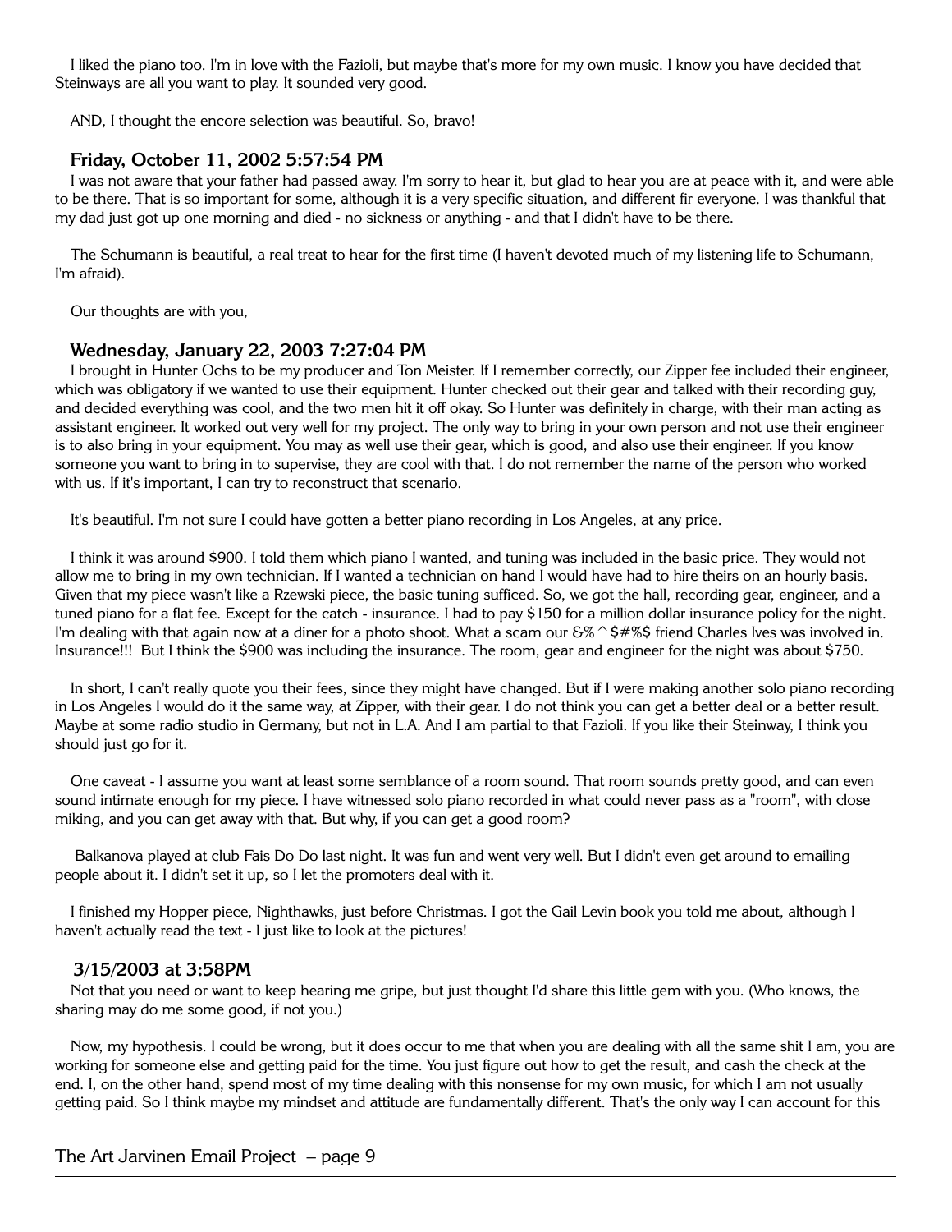I liked the piano too. I'm in love with the Fazioli, but maybe that's more for my own music. I know you have decided that Steinways are all you want to play. It sounded very good.

AND, I thought the encore selection was beautiful. So, bravo!

### Friday, October 11, 2002 5:57:54 PM

I was not aware that your father had passed away. I'm sorry to hear it, but glad to hear you are at peace with it, and were able to be there. That is so important for some, although it is a very specific situation, and different fir everyone. I was thankful that my dad just got up one morning and died - no sickness or anything - and that I didn't have to be there.

The Schumann is beautiful, a real treat to hear for the first time (I haven't devoted much of my listening life to Schumann, I'm afraid).

Our thoughts are with you,

### Wednesday, January 22, 2003 7:27:04 PM

I brought in Hunter Ochs to be my producer and Ton Meister. If I remember correctly, our Zipper fee included their engineer, which was obligatory if we wanted to use their equipment. Hunter checked out their gear and talked with their recording guy, and decided everything was cool, and the two men hit it off okay. So Hunter was definitely in charge, with their man acting as assistant engineer. It worked out very well for my project. The only way to bring in your own person and not use their engineer is to also bring in your equipment. You may as well use their gear, which is good, and also use their engineer. If you know someone you want to bring in to supervise, they are cool with that. I do not remember the name of the person who worked with us. If it's important, I can try to reconstruct that scenario.

It's beautiful. I'm not sure I could have gotten a better piano recording in Los Angeles, at any price.

I think it was around $900. I told them which piano I wanted, and tuning was included in the basic price. They would not allow me to bring in my own technician. If I wanted a technician on hand I would have had to hire theirs on an hourly basis. Given that my piece wasn't like a Rzewski piece, the basic tuning sufficed. So, we got the hall, recording gear, engineer, and a tuned piano for a flat fee. Except for the catch - insurance. I had to pay $150 for a million dollar insurance policy for the night. I'm dealing with that again now at a diner for a photo shoot. What a scam our &%^$#%$ friend Charles Ives was involved in. Insurance!!! But I think the $900 was including the insurance. The room, gear and engineer for the night was about $750.

In short, I can't really quote you their fees, since they might have changed. But if I were making another solo piano recording in Los Angeles I would do it the same way, at Zipper, with their gear. I do not think you can get a better deal or a better result. Maybe at some radio studio in Germany, but not in L.A. And I am partial to that Fazioli. If you like their Steinway, I think you should just go for it.

One caveat - I assume you want at least some semblance of a room sound. That room sounds pretty good, and can even sound intimate enough for my piece. I have witnessed solo piano recorded in what could never pass as a "room", with close miking, and you can get away with that. But why, if you can get a good room?

Balkanova played at club Fais Do Do last night. It was fun and went very well. But I didn't even get around to emailing people about it. I didn't set it up, so I let the promoters deal with it.

I finished my Hopper piece, Nighthawks, just before Christmas. I got the Gail Levin book you told me about, although I haven't actually read the text - I just like to look at the pictures!

### 3/15/2003 at 3:58PM

Not that you need or want to keep hearing me gripe, but just thought I'd share this little gem with you. (Who knows, the sharing may do me some good, if not you.)

Now, my hypothesis. I could be wrong, but it does occur to me that when you are dealing with all the same shit I am, you are working for someone else and getting paid for the time. You just figure out how to get the result, and cash the check at the end. I, on the other hand, spend most of my time dealing with this nonsense for my own music, for which I am not usually getting paid. So I think maybe my mindset and attitude are fundamentally different. That's the only way I can account for this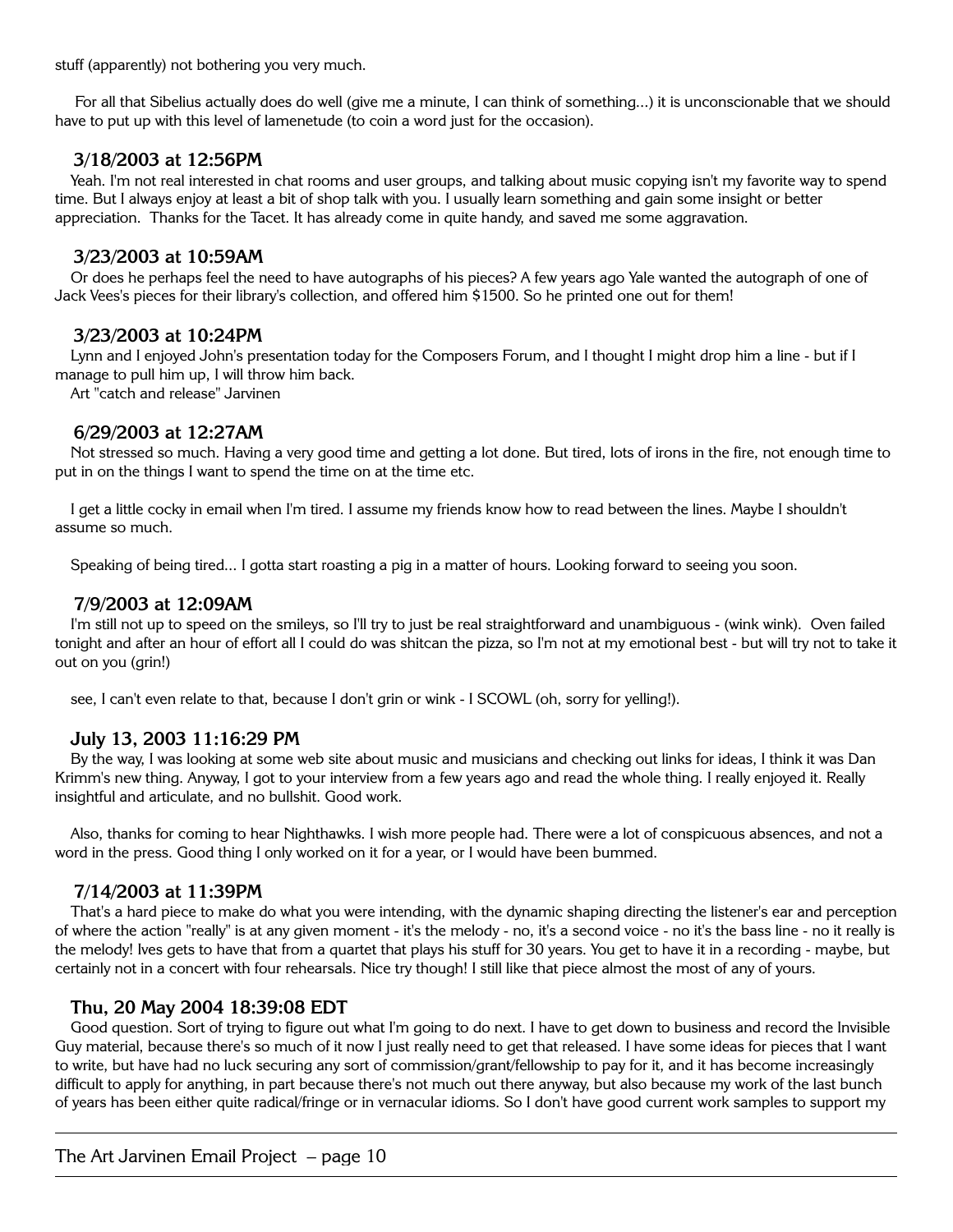stuff (apparently) not bothering you very much.

For all that Sibelius actually does do well (give me a minute, I can think of something...) it is unconscionable that we should have to put up with this level of lamenetude (to coin a word just for the occasion).

### 3/18/2003 at 12:56PM

Yeah. I'm not real interested in chat rooms and user groups, and talking about music copying isn't my favorite way to spend time. But I always enjoy at least a bit of shop talk with you. I usually learn something and gain some insight or better appreciation. Thanks for the Tacet. It has already come in quite handy, and saved me some aggravation.

### 3/23/2003 at 10:59AM

Or does he perhaps feel the need to have autographs of his pieces? A few years ago Yale wanted the autograph of one of Jack Vees's pieces for their library's collection, and offered him $1500. So he printed one out for them!

### 3/23/2003 at 10:24PM

Lynn and I enjoyed John's presentation today for the Composers Forum, and I thought I might drop him a line - but if I manage to pull him up, I will throw him back.

Art "catch and release" Jarvinen

### 6/29/2003 at 12:27AM

Not stressed so much. Having a very good time and getting a lot done. But tired, lots of irons in the fire, not enough time to put in on the things I want to spend the time on at the time etc.

I get a little cocky in email when I'm tired. I assume my friends know how to read between the lines. Maybe I shouldn't assume so much.

Speaking of being tired... I gotta start roasting a pig in a matter of hours. Looking forward to seeing you soon.

### 7/9/2003 at 12:09AM

I'm still not up to speed on the smileys, so I'll try to just be real straightforward and unambiguous - (wink wink). Oven failed tonight and after an hour of effort all I could do was shitcan the pizza, so I'm not at my emotional best - but will try not to take it out on you (grin!)

see, I can't even relate to that, because I don't grin or wink - I SCOWL (oh, sorry for yelling!).

### July 13, 2003 11:16:29 PM

By the way, I was looking at some web site about music and musicians and checking out links for ideas, I think it was Dan Krimm's new thing. Anyway, I got to your interview from a few years ago and read the whole thing. I really enjoyed it. Really insightful and articulate, and no bullshit. Good work.

Also, thanks for coming to hear Nighthawks. I wish more people had. There were a lot of conspicuous absences, and not a word in the press. Good thing I only worked on it for a year, or I would have been bummed.

### 7/14/2003 at 11:39PM

That's a hard piece to make do what you were intending, with the dynamic shaping directing the listener's ear and perception of where the action "really" is at any given moment - it's the melody - no, it's a second voice - no it's the bass line - no it really is the melody! Ives gets to have that from a quartet that plays his stuff for 30 years. You get to have it in a recording - maybe, but certainly not in a concert with four rehearsals. Nice try though! I still like that piece almost the most of any of yours.

### Thu, 20 May 2004 18:39:08 EDT

Good question. Sort of trying to figure out what I'm going to do next. I have to get down to business and record the Invisible Guy material, because there's so much of it now I just really need to get that released. I have some ideas for pieces that I want to write, but have had no luck securing any sort of commission/grant/fellowship to pay for it, and it has become increasingly difficult to apply for anything, in part because there's not much out there anyway, but also because my work of the last bunch of years has been either quite radical/fringe or in vernacular idioms. So I don't have good current work samples to support my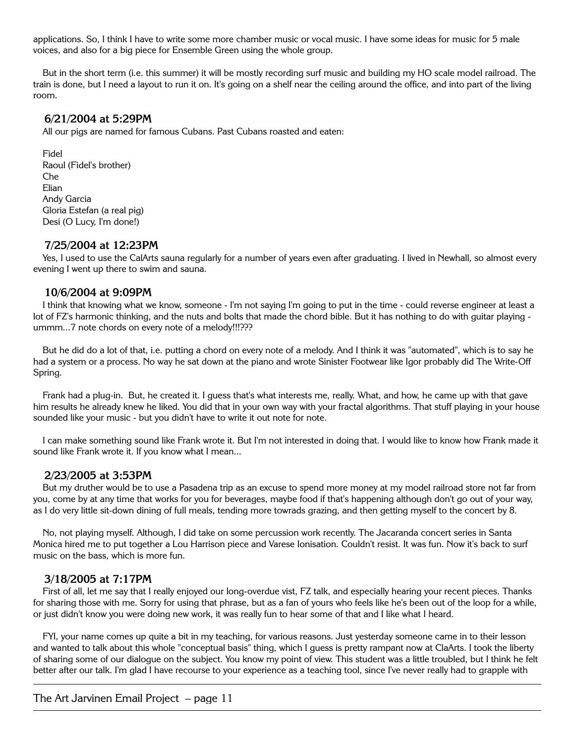applications. So, I think I have to write some more chamber music or vocal music. I have some ideas for music for 5 male voices, and also for a big piece for Ensemble Green using the whole group.

But in the short term (i.e. this summer) it will be mostly recording surf music and building my HO scale model railroad. The train is done, but I need a layout to run it on. It's going on a shelf near the ceiling around the office, and into part of the living room.

### 6/21/2004 at 5:29PM

All our pigs are named for famous Cubans. Past Cubans roasted and eaten:

Fidel
Raoul (Fidel's brother)
Che
Elian
Andy Garcia
Gloria Estefan (a real pig)
Desi (O Lucy, I'm done!)

### 7/25/2004 at 12:23PM

Yes, I used to use the CalArts sauna regularly for a number of years even after graduating. I lived in Newhall, so almost every evening I went up there to swim and sauna.

### 10/6/2004 at 9:09PM

I think that knowing what we know, someone - I'm not saying I'm going to put in the time - could reverse engineer at least a lot of FZ's harmonic thinking, and the nuts and bolts that made the chord bible. But it has nothing to do with guitar playing - ummm...7 note chords on every note of a melody!!!???

But he did do a lot of that, i.e. putting a chord on every note of a melody. And I think it was "automated", which is to say he had a system or a process. No way he sat down at the piano and wrote Sinister Footwear like Igor probably did The Write-Off Spring.

Frank had a plug-in. But, he created it. I guess that's what interests me, really. What, and how, he came up with that gave him results he already knew he liked. You did that in your own way with your fractal algorithms. That stuff playing in your house sounded like your music - but you didn't have to write it out note for note.

I can make something sound like Frank wrote it. But I'm not interested in doing that. I would like to know how Frank made it sound like Frank wrote it. If you know what I mean...

### 2/23/2005 at 3:53PM

But my druther would be to use a Pasadena trip as an excuse to spend more money at my model railroad store not far from you, come by at any time that works for you for beverages, maybe food if that's happening although don't go out of your way, as I do very little sit-down dining of full meals, tending more towrads grazing, and then getting myself to the concert by 8.

No, not playing myself. Although, I did take on some percussion work recently. The Jacaranda concert series in Santa Monica hired me to put together a Lou Harrison piece and Varese Ionisation. Couldn't resist. It was fun. Now it's back to surf music on the bass, which is more fun.

### 3/18/2005 at 7:17PM

First of all, let me say that I really enjoyed our long-overdue vist, FZ talk, and especially hearing your recent pieces. Thanks for sharing those with me. Sorry for using that phrase, but as a fan of yours who feels like he's been out of the loop for a while, or just didn't know you were doing new work, it was really fun to hear some of that and I like what I heard.

FYI, your name comes up quite a bit in my teaching, for various reasons. Just yesterday someone came in to their lesson and wanted to talk about this whole "conceptual basis" thing, which I guess is pretty rampant now at ClaArts. I took the liberty of sharing some of our dialogue on the subject. You know my point of view. This student was a little troubled, but I think he felt better after our talk. I'm glad I have recourse to your experience as a teaching tool, since I've never really had to grapple with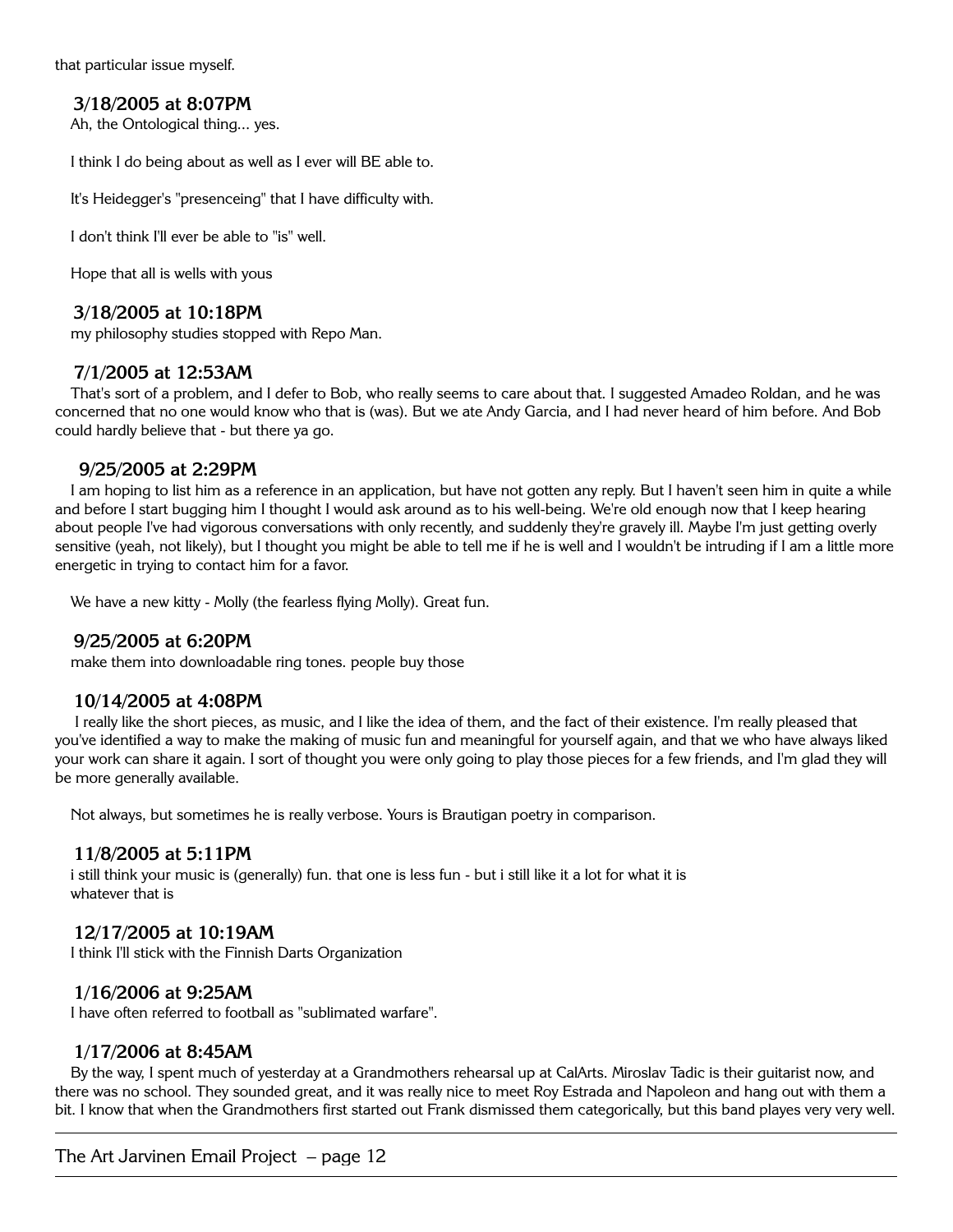that particular issue myself.

### 3/18/2005 at 8:07PM

Ah, the Ontological thing... yes.

I think I do being about as well as I ever will BE able to.

It's Heidegger's "presenceing" that I have difficulty with.

I don't think I'll ever be able to "is" well.

Hope that all is wells with yous

### 3/18/2005 at 10:18PM

my philosophy studies stopped with Repo Man.

### 7/1/2005 at 12:53AM

That's sort of a problem, and I defer to Bob, who really seems to care about that. I suggested Amadeo Roldan, and he was concerned that no one would know who that is (was). But we ate Andy Garcia, and I had never heard of him before. And Bob could hardly believe that - but there ya go.

### 9/25/2005 at 2:29PM

I am hoping to list him as a reference in an application, but have not gotten any reply. But I haven't seen him in quite a while and before I start bugging him I thought I would ask around as to his well-being. We're old enough now that I keep hearing about people I've had vigorous conversations with only recently, and suddenly they're gravely ill. Maybe I'm just getting overly sensitive (yeah, not likely), but I thought you might be able to tell me if he is well and I wouldn't be intruding if I am a little more energetic in trying to contact him for a favor.

We have a new kitty - Molly (the fearless flying Molly). Great fun.

### 9/25/2005 at 6:20PM

make them into downloadable ring tones. people buy those

### 10/14/2005 at 4:08PM

I really like the short pieces, as music, and I like the idea of them, and the fact of their existence. I'm really pleased that you've identified a way to make the making of music fun and meaningful for yourself again, and that we who have always liked your work can share it again. I sort of thought you were only going to play those pieces for a few friends, and I'm glad they will be more generally available.

Not always, but sometimes he is really verbose. Yours is Brautigan poetry in comparison.

### 11/8/2005 at 5:11PM

i still think your music is (generally) fun. that one is less fun - but i still like it a lot for what it is
whatever that is

### 12/17/2005 at 10:19AM

I think I'll stick with the Finnish Darts Organization

### 1/16/2006 at 9:25AM

I have often referred to football as "sublimated warfare".

### 1/17/2006 at 8:45AM

By the way, I spent much of yesterday at a Grandmothers rehearsal up at CalArts. Miroslav Tadic is their guitarist now, and there was no school. They sounded great, and it was really nice to meet Roy Estrada and Napoleon and hang out with them a bit. I know that when the Grandmothers first started out Frank dismissed them categorically, but this band playes very very well.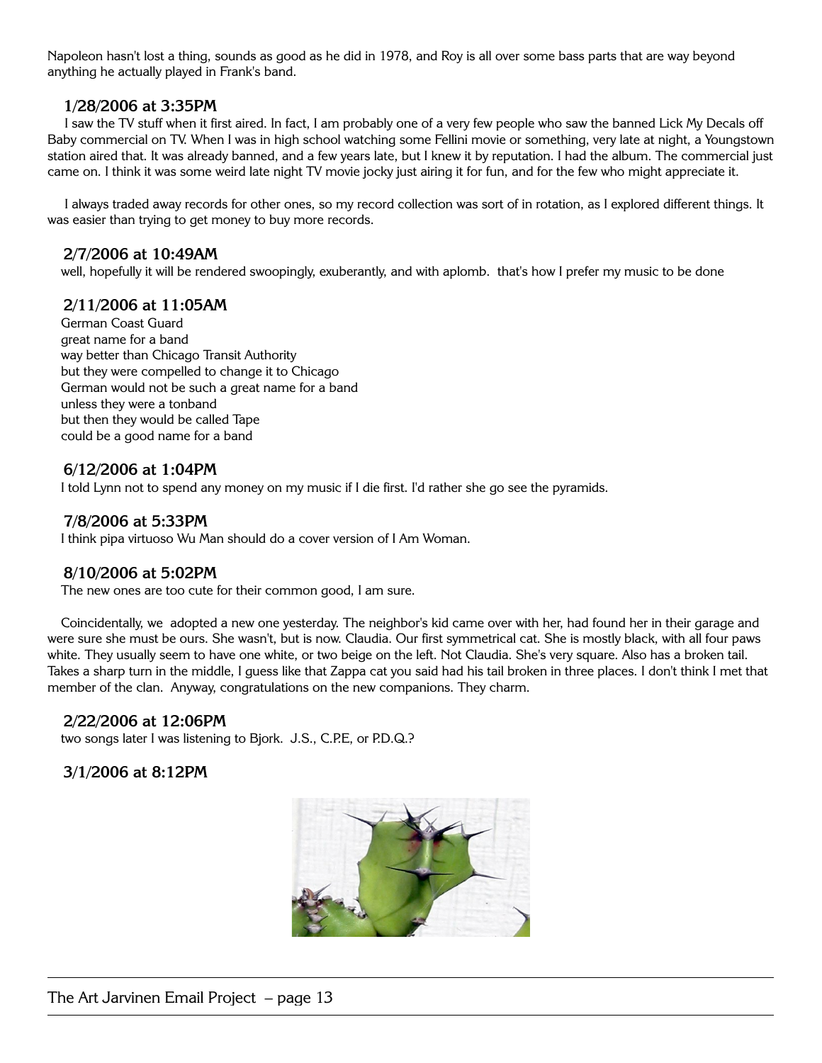Napoleon hasn't lost a thing, sounds as good as he did in 1978, and Roy is all over some bass parts that are way beyond anything he actually played in Frank's band.

### 1/28/2006 at 3:35PM

I saw the TV stuff when it first aired. In fact, I am probably one of a very few people who saw the banned Lick My Decals off Baby commercial on TV. When I was in high school watching some Fellini movie or something, very late at night, a Youngstown station aired that. It was already banned, and a few years late, but I knew it by reputation. I had the album. The commercial just came on. I think it was some weird late night TV movie jocky just airing it for fun, and for the few who might appreciate it.

I always traded away records for other ones, so my record collection was sort of in rotation, as I explored different things. It was easier than trying to get money to buy more records.

### 2/7/2006 at 10:49AM

well, hopefully it will be rendered swoopingly, exuberantly, and with aplomb. that's how I prefer my music to be done

### 2/11/2006 at 11:05AM

German Coast Guard
great name for a band
way better than Chicago Transit Authority
but they were compelled to change it to Chicago
German would not be such a great name for a band
unless they were a tonband
but then they would be called Tape
could be a good name for a band

### 6/12/2006 at 1:04PM

I told Lynn not to spend any money on my music if I die first. I'd rather she go see the pyramids.

### 7/8/2006 at 5:33PM

I think pipa virtuoso Wu Man should do a cover version of I Am Woman.

### 8/10/2006 at 5:02PM

The new ones are too cute for their common good, I am sure.

Coincidentally, we adopted a new one yesterday. The neighbor's kid came over with her, had found her in their garage and were sure she must be ours. She wasn't, but is now. Claudia. Our first symmetrical cat. She is mostly black, with all four paws white. They usually seem to have one white, or two beige on the left. Not Claudia. She's very square. Also has a broken tail. Takes a sharp turn in the middle, I guess like that Zappa cat you said had his tail broken in three places. I don't think I met that member of the clan. Anyway, congratulations on the new companions. They charm.

### 2/22/2006 at 12:06PM

two songs later I was listening to Bjork. J.S., C.P.E, or P.D.Q.?

### 3/1/2006 at 8:12PM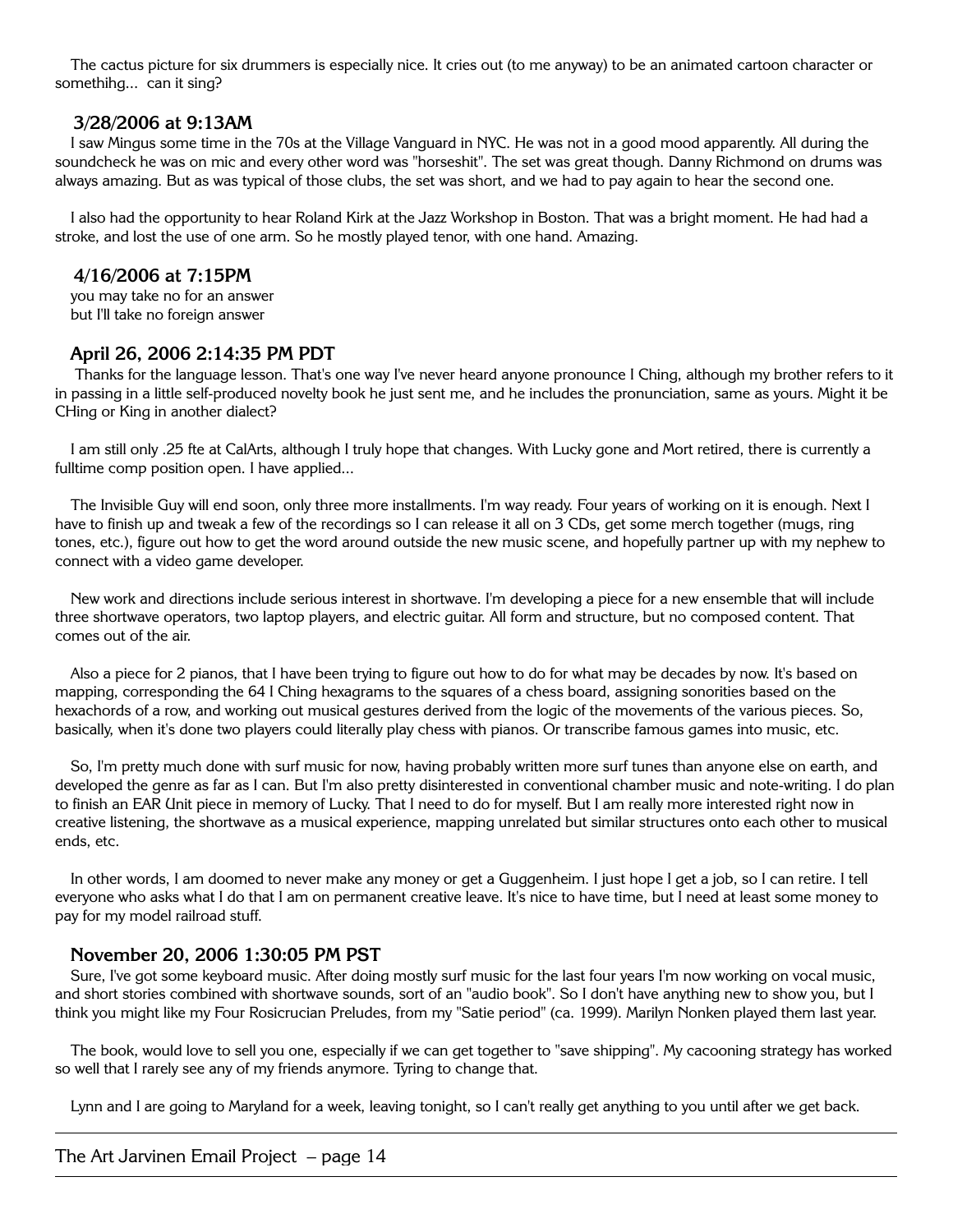The cactus picture for six drummers is especially nice. It cries out (to me anyway) to be an animated cartoon character or somethihg... can it sing?

### 3/28/2006 at 9:13AM

I saw Mingus some time in the 70s at the Village Vanguard in NYC. He was not in a good mood apparently. All during the soundcheck he was on mic and every other word was "horseshit". The set was great though. Danny Richmond on drums was always amazing. But as was typical of those clubs, the set was short, and we had to pay again to hear the second one.

I also had the opportunity to hear Roland Kirk at the Jazz Workshop in Boston. That was a bright moment. He had had a stroke, and lost the use of one arm. So he mostly played tenor, with one hand. Amazing.

### 4/16/2006 at 7:15PM

you may take no for an answer
but I'll take no foreign answer

### April 26, 2006 2:14:35 PM PDT

Thanks for the language lesson. That's one way I've never heard anyone pronounce I Ching, although my brother refers to it in passing in a little self-produced novelty book he just sent me, and he includes the pronunciation, same as yours. Might it be CHing or King in another dialect?

I am still only .25 fte at CalArts, although I truly hope that changes. With Lucky gone and Mort retired, there is currently a fulltime comp position open. I have applied...

The Invisible Guy will end soon, only three more installments. I'm way ready. Four years of working on it is enough. Next I have to finish up and tweak a few of the recordings so I can release it all on 3 CDs, get some merch together (mugs, ring tones, etc.), figure out how to get the word around outside the new music scene, and hopefully partner up with my nephew to connect with a video game developer.

New work and directions include serious interest in shortwave. I'm developing a piece for a new ensemble that will include three shortwave operators, two laptop players, and electric guitar. All form and structure, but no composed content. That comes out of the air.

Also a piece for 2 pianos, that I have been trying to figure out how to do for what may be decades by now. It's based on mapping, corresponding the 64 I Ching hexagrams to the squares of a chess board, assigning sonorities based on the hexachords of a row, and working out musical gestures derived from the logic of the movements of the various pieces. So, basically, when it's done two players could literally play chess with pianos. Or transcribe famous games into music, etc.

So, I'm pretty much done with surf music for now, having probably written more surf tunes than anyone else on earth, and developed the genre as far as I can. But I'm also pretty disinterested in conventional chamber music and note-writing. I do plan to finish an EAR Unit piece in memory of Lucky. That I need to do for myself. But I am really more interested right now in creative listening, the shortwave as a musical experience, mapping unrelated but similar structures onto each other to musical ends, etc.

In other words, I am doomed to never make any money or get a Guggenheim. I just hope I get a job, so I can retire. I tell everyone who asks what I do that I am on permanent creative leave. It's nice to have time, but I need at least some money to pay for my model railroad stuff.

### November 20, 2006 1:30:05 PM PST

Sure, I've got some keyboard music. After doing mostly surf music for the last four years I'm now working on vocal music, and short stories combined with shortwave sounds, sort of an "audio book". So I don't have anything new to show you, but I think you might like my Four Rosicrucian Preludes, from my "Satie period" (ca. 1999). Marilyn Nonken played them last year.

The book, would love to sell you one, especially if we can get together to "save shipping". My cacooning strategy has worked so well that I rarely see any of my friends anymore. Tyring to change that.

Lynn and I are going to Maryland for a week, leaving tonight, so I can't really get anything to you until after we get back.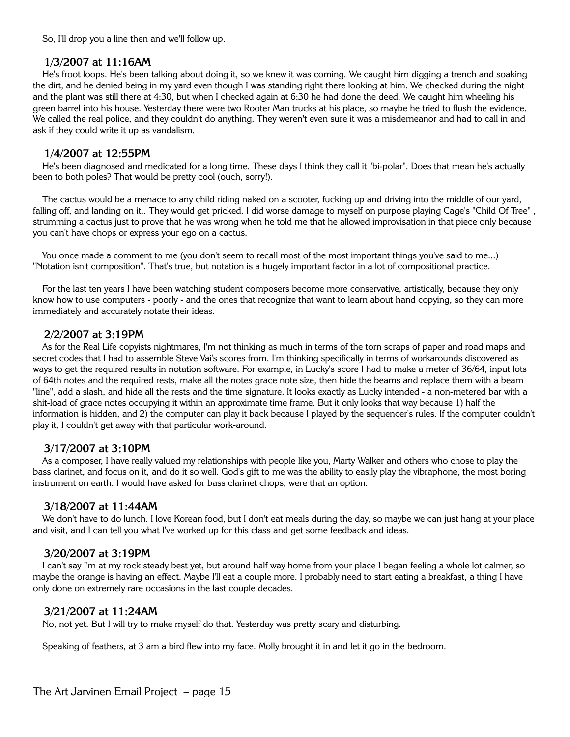So, I'll drop you a line then and we'll follow up.

### 1/3/2007 at 11:16AM

He's froot loops. He's been talking about doing it, so we knew it was coming. We caught him digging a trench and soaking the dirt, and he denied being in my yard even though I was standing right there looking at him. We checked during the night and the plant was still there at 4:30, but when I checked again at 6:30 he had done the deed. We caught him wheeling his green barrel into his house. Yesterday there were two Rooter Man trucks at his place, so maybe he tried to flush the evidence. We called the real police, and they couldn't do anything. They weren't even sure it was a misdemeanor and had to call in and ask if they could write it up as vandalism.

### 1/4/2007 at 12:55PM

He's been diagnosed and medicated for a long time. These days I think they call it "bi-polar". Does that mean he's actually been to both poles? That would be pretty cool (ouch, sorry!).

The cactus would be a menace to any child riding naked on a scooter, fucking up and driving into the middle of our yard, falling off, and landing on it.. They would get pricked. I did worse damage to myself on purpose playing Cage's "Child Of Tree" , strumming a cactus just to prove that he was wrong when he told me that he allowed improvisation in that piece only because you can't have chops or express your ego on a cactus.

You once made a comment to me (you don't seem to recall most of the most important things you've said to me...) "Notation isn't composition". That's true, but notation is a hugely important factor in a lot of compositional practice.

For the last ten years I have been watching student composers become more conservative, artistically, because they only know how to use computers - poorly - and the ones that recognize that want to learn about hand copying, so they can more immediately and accurately notate their ideas.

### 2/2/2007 at 3:19PM

As for the Real Life copyists nightmares, I'm not thinking as much in terms of the torn scraps of paper and road maps and secret codes that I had to assemble Steve Vai's scores from. I'm thinking specifically in terms of workarounds discovered as ways to get the required results in notation software. For example, in Lucky's score I had to make a meter of 36/64, input lots of 64th notes and the required rests, make all the notes grace note size, then hide the beams and replace them with a beam "line", add a slash, and hide all the rests and the time signature. It looks exactly as Lucky intended - a non-metered bar with a shit-load of grace notes occupying it within an approximate time frame. But it only looks that way because 1) half the information is hidden, and 2) the computer can play it back because I played by the sequencer's rules. If the computer couldn't play it, I couldn't get away with that particular work-around.

### 3/17/2007 at 3:10PM

As a composer, I have really valued my relationships with people like you, Marty Walker and others who chose to play the bass clarinet, and focus on it, and do it so well. God's gift to me was the ability to easily play the vibraphone, the most boring instrument on earth. I would have asked for bass clarinet chops, were that an option.

### 3/18/2007 at 11:44AM

We don't have to do lunch. I love Korean food, but I don't eat meals during the day, so maybe we can just hang at your place and visit, and I can tell you what I've worked up for this class and get some feedback and ideas.

### 3/20/2007 at 3:19PM

I can't say I'm at my rock steady best yet, but around half way home from your place I began feeling a whole lot calmer, so maybe the orange is having an effect. Maybe I'll eat a couple more. I probably need to start eating a breakfast, a thing I have only done on extremely rare occasions in the last couple decades.

### 3/21/2007 at 11:24AM

No, not yet. But I will try to make myself do that. Yesterday was pretty scary and disturbing.

Speaking of feathers, at 3 am a bird flew into my face. Molly brought it in and let it go in the bedroom.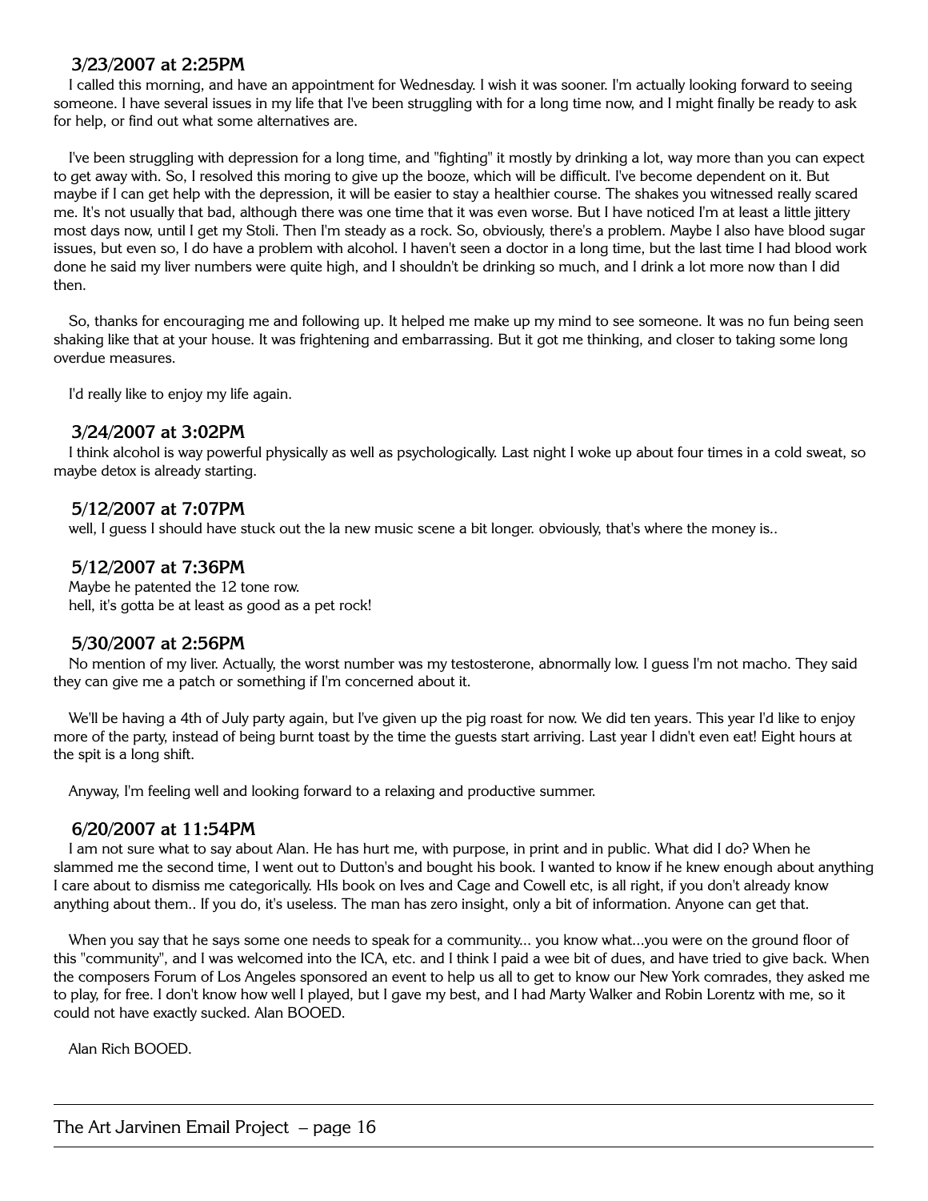### 3/23/2007 at 2:25PM

I called this morning, and have an appointment for Wednesday. I wish it was sooner. I'm actually looking forward to seeing someone. I have several issues in my life that I've been struggling with for a long time now, and I might finally be ready to ask for help, or find out what some alternatives are.

I've been struggling with depression for a long time, and "fighting" it mostly by drinking a lot, way more than you can expect to get away with. So, I resolved this moring to give up the booze, which will be difficult. I've become dependent on it. But maybe if I can get help with the depression, it will be easier to stay a healthier course. The shakes you witnessed really scared me. It's not usually that bad, although there was one time that it was even worse. But I have noticed I'm at least a little jittery most days now, until I get my Stoli. Then I'm steady as a rock. So, obviously, there's a problem. Maybe I also have blood sugar issues, but even so, I do have a problem with alcohol. I haven't seen a doctor in a long time, but the last time I had blood work done he said my liver numbers were quite high, and I shouldn't be drinking so much, and I drink a lot more now than I did then.

So, thanks for encouraging me and following up. It helped me make up my mind to see someone. It was no fun being seen shaking like that at your house. It was frightening and embarrassing. But it got me thinking, and closer to taking some long overdue measures.

I'd really like to enjoy my life again.

### 3/24/2007 at 3:02PM

I think alcohol is way powerful physically as well as psychologically. Last night I woke up about four times in a cold sweat, so maybe detox is already starting.

### 5/12/2007 at 7:07PM

well, I guess I should have stuck out the la new music scene a bit longer. obviously, that's where the money is..

### 5/12/2007 at 7:36PM

Maybe he patented the 12 tone row.
hell, it's gotta be at least as good as a pet rock!

### 5/30/2007 at 2:56PM

No mention of my liver. Actually, the worst number was my testosterone, abnormally low. I guess I'm not macho. They said they can give me a patch or something if I'm concerned about it.

We'll be having a 4th of July party again, but I've given up the pig roast for now. We did ten years. This year I'd like to enjoy more of the party, instead of being burnt toast by the time the guests start arriving. Last year I didn't even eat! Eight hours at the spit is a long shift.

Anyway, I'm feeling well and looking forward to a relaxing and productive summer.

### 6/20/2007 at 11:54PM

I am not sure what to say about Alan. He has hurt me, with purpose, in print and in public. What did I do? When he slammed me the second time, I went out to Dutton's and bought his book. I wanted to know if he knew enough about anything I care about to dismiss me categorically. HIs book on Ives and Cage and Cowell etc, is all right, if you don't already know anything about them.. If you do, it's useless. The man has zero insight, only a bit of information. Anyone can get that.

When you say that he says some one needs to speak for a community... you know what...you were on the ground floor of this "community", and I was welcomed into the ICA, etc. and I think I paid a wee bit of dues, and have tried to give back. When the composers Forum of Los Angeles sponsored an event to help us all to get to know our New York comrades, they asked me to play, for free. I don't know how well I played, but I gave my best, and I had Marty Walker and Robin Lorentz with me, so it could not have exactly sucked. Alan BOOED.

Alan Rich BOOED.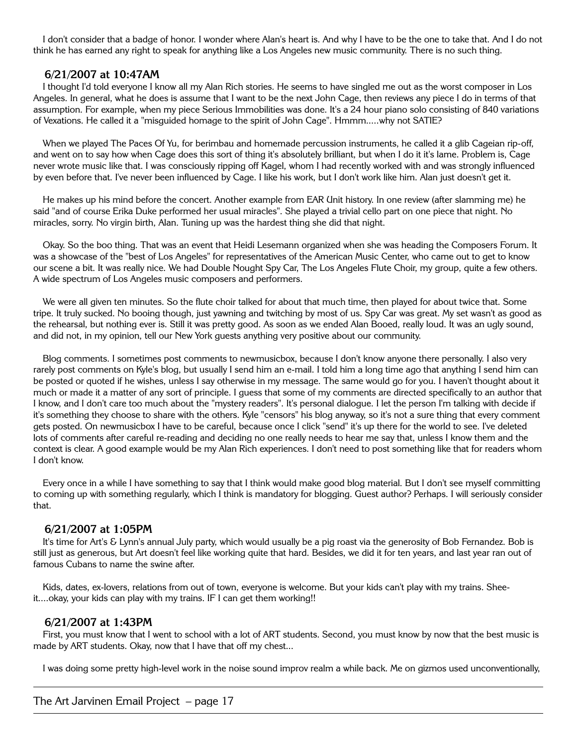I don't consider that a badge of honor. I wonder where Alan's heart is. And why I have to be the one to take that. And I do not think he has earned any right to speak for anything like a Los Angeles new music community. There is no such thing.

### 6/21/2007 at 10:47AM

I thought I'd told everyone I know all my Alan Rich stories. He seems to have singled me out as the worst composer in Los Angeles. In general, what he does is assume that I want to be the next John Cage, then reviews any piece I do in terms of that assumption. For example, when my piece Serious Immobilities was done. It's a 24 hour piano solo consisting of 840 variations of Vexations. He called it a "misguided homage to the spirit of John Cage". Hmmm.....why not SATIE?

When we played The Paces Of Yu, for berimbau and homemade percussion instruments, he called it a glib Cageian rip-off, and went on to say how when Cage does this sort of thing it's absolutely brilliant, but when I do it it's lame. Problem is, Cage never wrote music like that. I was consciously ripping off Kagel, whom I had recently worked with and was strongly influenced by even before that. I've never been influenced by Cage. I like his work, but I don't work like him. Alan just doesn't get it.

He makes up his mind before the concert. Another example from EAR Unit history. In one review (after slamming me) he said "and of course Erika Duke performed her usual miracles". She played a trivial cello part on one piece that night. No miracles, sorry. No virgin birth, Alan. Tuning up was the hardest thing she did that night.

Okay. So the boo thing. That was an event that Heidi Lesemann organized when she was heading the Composers Forum. It was a showcase of the "best of Los Angeles" for representatives of the American Music Center, who came out to get to know our scene a bit. It was really nice. We had Double Nought Spy Car, The Los Angeles Flute Choir, my group, quite a few others. A wide spectrum of Los Angeles music composers and performers.

We were all given ten minutes. So the flute choir talked for about that much time, then played for about twice that. Some tripe. It truly sucked. No booing though, just yawning and twitching by most of us. Spy Car was great. My set wasn't as good as the rehearsal, but nothing ever is. Still it was pretty good. As soon as we ended Alan Booed, really loud. It was an ugly sound, and did not, in my opinion, tell our New York guests anything very positive about our community.

Blog comments. I sometimes post comments to newmusicbox, because I don't know anyone there personally. I also very rarely post comments on Kyle's blog, but usually I send him an e-mail. I told him a long time ago that anything I send him can be posted or quoted if he wishes, unless I say otherwise in my message. The same would go for you. I haven't thought about it much or made it a matter of any sort of principle. I guess that some of my comments are directed specifically to an author that I know, and I don't care too much about the "mystery readers". It's personal dialogue. I let the person I'm talking with decide if it's something they choose to share with the others. Kyle "censors" his blog anyway, so it's not a sure thing that every comment gets posted. On newmusicbox I have to be careful, because once I click "send" it's up there for the world to see. I've deleted lots of comments after careful re-reading and deciding no one really needs to hear me say that, unless I know them and the context is clear. A good example would be my Alan Rich experiences. I don't need to post something like that for readers whom I don't know.

Every once in a while I have something to say that I think would make good blog material. But I don't see myself committing to coming up with something regularly, which I think is mandatory for blogging. Guest author? Perhaps. I will seriously consider that.

### 6/21/2007 at 1:05PM

It's time for Art's & Lynn's annual July party, which would usually be a pig roast via the generosity of Bob Fernandez. Bob is still just as generous, but Art doesn't feel like working quite that hard. Besides, we did it for ten years, and last year ran out of famous Cubans to name the swine after.

Kids, dates, ex-lovers, relations from out of town, everyone is welcome. But your kids can't play with my trains. Shee-it....okay, your kids can play with my trains. IF I can get them working!!

### 6/21/2007 at 1:43PM

First, you must know that I went to school with a lot of ART students. Second, you must know by now that the best music is made by ART students. Okay, now that I have that off my chest...

I was doing some pretty high-level work in the noise sound improv realm a while back. Me on gizmos used unconventionally,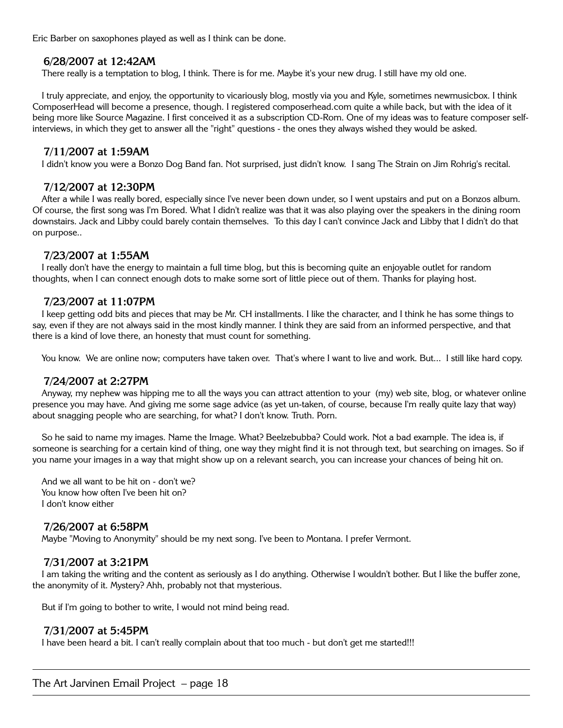Eric Barber on saxophones played as well as I think can be done.

### 6/28/2007 at 12:42AM

There really is a temptation to blog, I think. There is for me. Maybe it's your new drug. I still have my old one.

I truly appreciate, and enjoy, the opportunity to vicariously blog, mostly via you and Kyle, sometimes newmusicbox. I think ComposerHead will become a presence, though. I registered composerhead.com quite a while back, but with the idea of it being more like Source Magazine. I first conceived it as a subscription CD-Rom. One of my ideas was to feature composer self-interviews, in which they get to answer all the "right" questions - the ones they always wished they would be asked.

### 7/11/2007 at 1:59AM

I didn't know you were a Bonzo Dog Band fan. Not surprised, just didn't know. I sang The Strain on Jim Rohrig's recital.

### 7/12/2007 at 12:30PM

After a while I was really bored, especially since I've never been down under, so I went upstairs and put on a Bonzos album. Of course, the first song was I'm Bored. What I didn't realize was that it was also playing over the speakers in the dining room downstairs. Jack and Libby could barely contain themselves. To this day I can't convince Jack and Libby that I didn't do that on purpose..

### 7/23/2007 at 1:55AM

I really don't have the energy to maintain a full time blog, but this is becoming quite an enjoyable outlet for random thoughts, when I can connect enough dots to make some sort of little piece out of them. Thanks for playing host.

### 7/23/2007 at 11:07PM

I keep getting odd bits and pieces that may be Mr. CH installments. I like the character, and I think he has some things to say, even if they are not always said in the most kindly manner. I think they are said from an informed perspective, and that there is a kind of love there, an honesty that must count for something.

You know. We are online now; computers have taken over. That's where I want to live and work. But... I still like hard copy.

### 7/24/2007 at 2:27PM

Anyway, my nephew was hipping me to all the ways you can attract attention to your (my) web site, blog, or whatever online presence you may have. And giving me some sage advice (as yet un-taken, of course, because I'm really quite lazy that way) about snagging people who are searching, for what? I don't know. Truth. Porn.

So he said to name my images. Name the Image. What? Beelzebubba? Could work. Not a bad example. The idea is, if someone is searching for a certain kind of thing, one way they might find it is not through text, but searching on images. So if you name your images in a way that might show up on a relevant search, you can increase your chances of being hit on.

And we all want to be hit on - don't we?
You know how often I've been hit on?
I don't know either

### 7/26/2007 at 6:58PM

Maybe "Moving to Anonymity" should be my next song. I've been to Montana. I prefer Vermont.

### 7/31/2007 at 3:21PM

I am taking the writing and the content as seriously as I do anything. Otherwise I wouldn't bother. But I like the buffer zone, the anonymity of it. Mystery? Ahh, probably not that mysterious.

But if I'm going to bother to write, I would not mind being read.

### 7/31/2007 at 5:45PM

I have been heard a bit. I can't really complain about that too much - but don't get me started!!!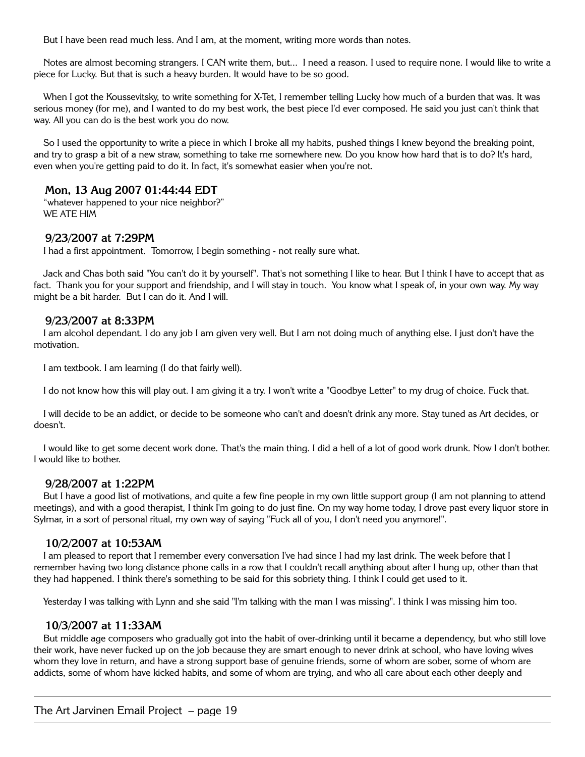But I have been read much less. And I am, at the moment, writing more words than notes.

Notes are almost becoming strangers. I CAN write them, but... I need a reason. I used to require none. I would like to write a piece for Lucky. But that is such a heavy burden. It would have to be so good.

When I got the Koussevitsky, to write something for X-Tet, I remember telling Lucky how much of a burden that was. It was serious money (for me), and I wanted to do my best work, the best piece I'd ever composed. He said you just can't think that way. All you can do is the best work you do now.

So I used the opportunity to write a piece in which I broke all my habits, pushed things I knew beyond the breaking point, and try to grasp a bit of a new straw, something to take me somewhere new. Do you know how hard that is to do? It's hard, even when you're getting paid to do it. In fact, it's somewhat easier when you're not.

### Mon, 13 Aug 2007 01:44:44 EDT

"whatever happened to your nice neighbor?"
WE ATE HIM

### 9/23/2007 at 7:29PM

I had a first appointment. Tomorrow, I begin something - not really sure what.

Jack and Chas both said "You can't do it by yourself". That's not something I like to hear. But I think I have to accept that as fact. Thank you for your support and friendship, and I will stay in touch. You know what I speak of, in your own way. My way might be a bit harder. But I can do it. And I will.

### 9/23/2007 at 8:33PM

I am alcohol dependant. I do any job I am given very well. But I am not doing much of anything else. I just don't have the motivation.

I am textbook. I am learning (I do that fairly well).

I do not know how this will play out. I am giving it a try. I won't write a "Goodbye Letter" to my drug of choice. Fuck that.

I will decide to be an addict, or decide to be someone who can't and doesn't drink any more. Stay tuned as Art decides, or doesn't.

I would like to get some decent work done. That's the main thing. I did a hell of a lot of good work drunk. Now I don't bother. I would like to bother.

### 9/28/2007 at 1:22PM

But I have a good list of motivations, and quite a few fine people in my own little support group (I am not planning to attend meetings), and with a good therapist, I think I'm going to do just fine. On my way home today, I drove past every liquor store in Sylmar, in a sort of personal ritual, my own way of saying "Fuck all of you, I don't need you anymore!".

### 10/2/2007 at 10:53AM

I am pleased to report that I remember every conversation I've had since I had my last drink. The week before that I remember having two long distance phone calls in a row that I couldn't recall anything about after I hung up, other than that they had happened. I think there's something to be said for this sobriety thing. I think I could get used to it.

Yesterday I was talking with Lynn and she said "I'm talking with the man I was missing". I think I was missing him too.

### 10/3/2007 at 11:33AM

But middle age composers who gradually got into the habit of over-drinking until it became a dependency, but who still love their work, have never fucked up on the job because they are smart enough to never drink at school, who have loving wives whom they love in return, and have a strong support base of genuine friends, some of whom are sober, some of whom are addicts, some of whom have kicked habits, and some of whom are trying, and who all care about each other deeply and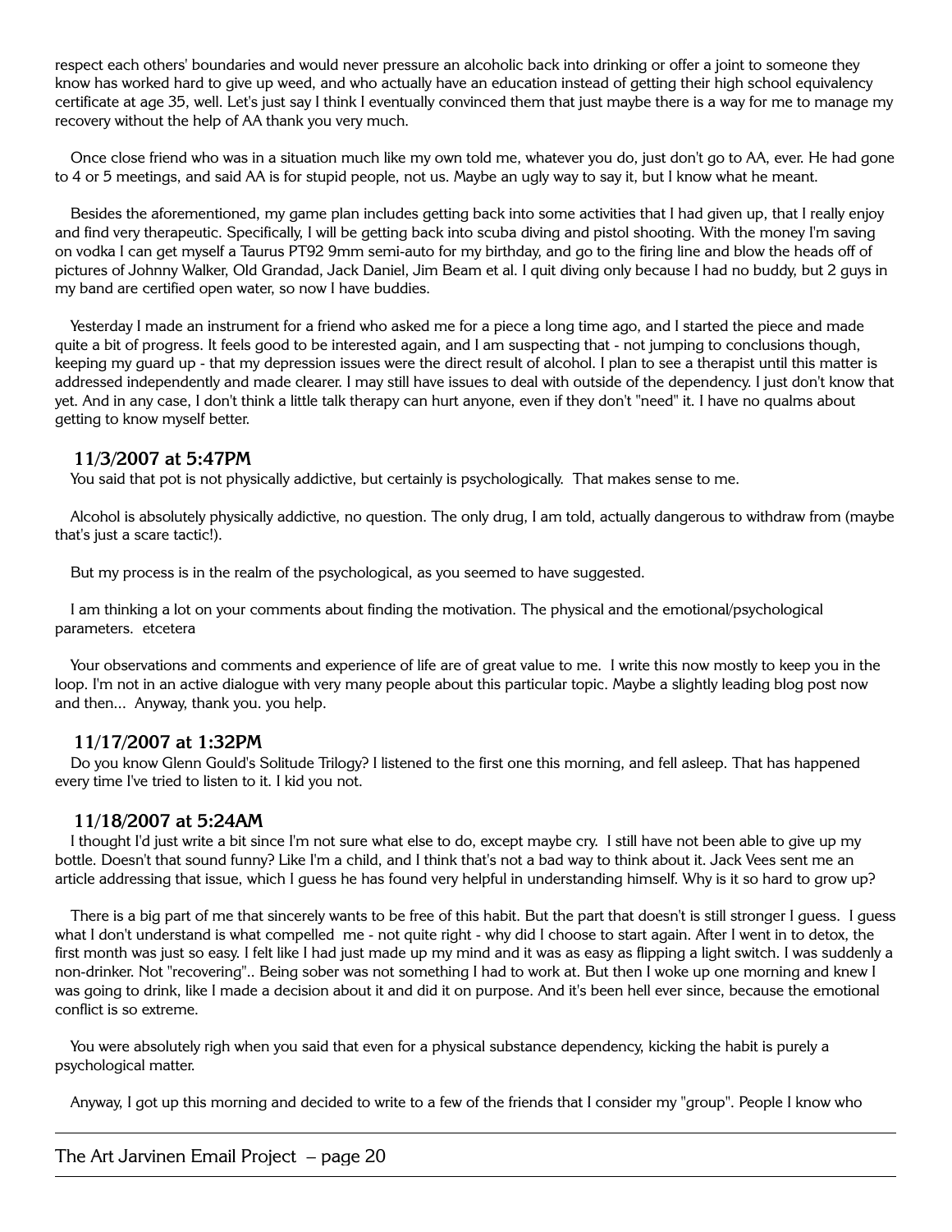respect each others' boundaries and would never pressure an alcoholic back into drinking or offer a joint to someone they know has worked hard to give up weed, and who actually have an education instead of getting their high school equivalency certificate at age 35, well. Let's just say I think I eventually convinced them that just maybe there is a way for me to manage my recovery without the help of AA thank you very much.

Once close friend who was in a situation much like my own told me, whatever you do, just don't go to AA, ever. He had gone to 4 or 5 meetings, and said AA is for stupid people, not us. Maybe an ugly way to say it, but I know what he meant.

Besides the aforementioned, my game plan includes getting back into some activities that I had given up, that I really enjoy and find very therapeutic. Specifically, I will be getting back into scuba diving and pistol shooting. With the money I'm saving on vodka I can get myself a Taurus PT92 9mm semi-auto for my birthday, and go to the firing line and blow the heads off of pictures of Johnny Walker, Old Grandad, Jack Daniel, Jim Beam et al. I quit diving only because I had no buddy, but 2 guys in my band are certified open water, so now I have buddies.

Yesterday I made an instrument for a friend who asked me for a piece a long time ago, and I started the piece and made quite a bit of progress. It feels good to be interested again, and I am suspecting that - not jumping to conclusions though, keeping my guard up - that my depression issues were the direct result of alcohol. I plan to see a therapist until this matter is addressed independently and made clearer. I may still have issues to deal with outside of the dependency. I just don't know that yet. And in any case, I don't think a little talk therapy can hurt anyone, even if they don't "need" it. I have no qualms about getting to know myself better.

### 11/3/2007 at 5:47PM

You said that pot is not physically addictive, but certainly is psychologically. That makes sense to me.

Alcohol is absolutely physically addictive, no question. The only drug, I am told, actually dangerous to withdraw from (maybe that's just a scare tactic!).

But my process is in the realm of the psychological, as you seemed to have suggested.

I am thinking a lot on your comments about finding the motivation. The physical and the emotional/psychological parameters. etcetera

Your observations and comments and experience of life are of great value to me. I write this now mostly to keep you in the loop. I'm not in an active dialogue with very many people about this particular topic. Maybe a slightly leading blog post now and then... Anyway, thank you. you help.

### 11/17/2007 at 1:32PM

Do you know Glenn Gould's Solitude Trilogy? I listened to the first one this morning, and fell asleep. That has happened every time I've tried to listen to it. I kid you not.

### 11/18/2007 at 5:24AM

I thought I'd just write a bit since I'm not sure what else to do, except maybe cry. I still have not been able to give up my bottle. Doesn't that sound funny? Like I'm a child, and I think that's not a bad way to think about it. Jack Vees sent me an article addressing that issue, which I guess he has found very helpful in understanding himself. Why is it so hard to grow up?

There is a big part of me that sincerely wants to be free of this habit. But the part that doesn't is still stronger I guess. I guess what I don't understand is what compelled me - not quite right - why did I choose to start again. After I went in to detox, the first month was just so easy. I felt like I had just made up my mind and it was as easy as flipping a light switch. I was suddenly a non-drinker. Not "recovering".. Being sober was not something I had to work at. But then I woke up one morning and knew I was going to drink, like I made a decision about it and did it on purpose. And it's been hell ever since, because the emotional conflict is so extreme.

You were absolutely righ when you said that even for a physical substance dependency, kicking the habit is purely a psychological matter.

Anyway, I got up this morning and decided to write to a few of the friends that I consider my "group". People I know who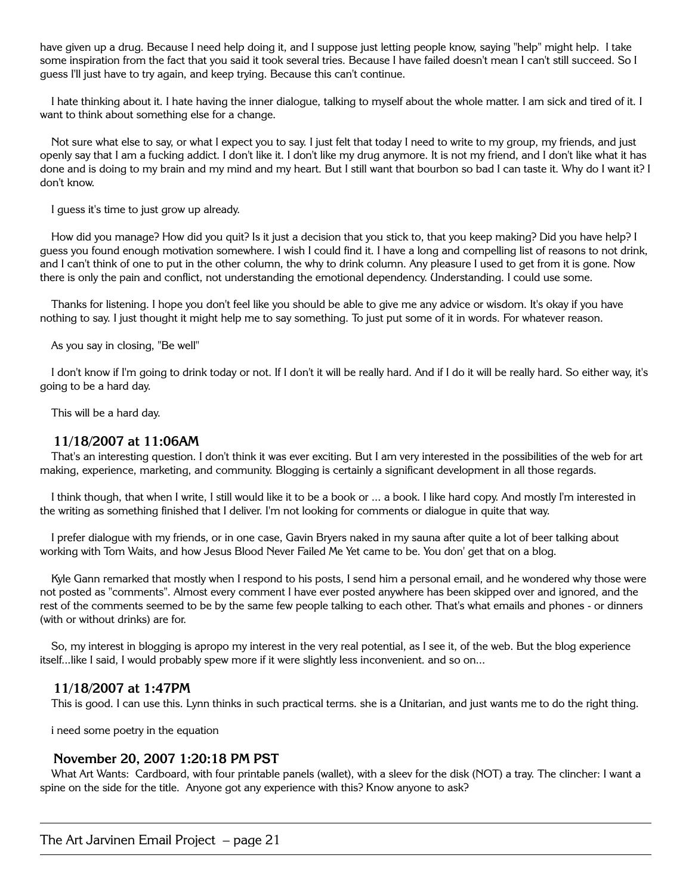have given up a drug. Because I need help doing it, and I suppose just letting people know, saying "help" might help. I take some inspiration from the fact that you said it took several tries. Because I have failed doesn't mean I can't still succeed. So I guess I'll just have to try again, and keep trying. Because this can't continue.

I hate thinking about it. I hate having the inner dialogue, talking to myself about the whole matter. I am sick and tired of it. I want to think about something else for a change.

Not sure what else to say, or what I expect you to say. I just felt that today I need to write to my group, my friends, and just openly say that I am a fucking addict. I don't like it. I don't like my drug anymore. It is not my friend, and I don't like what it has done and is doing to my brain and my mind and my heart. But I still want that bourbon so bad I can taste it. Why do I want it? I don't know.

I guess it's time to just grow up already.

How did you manage? How did you quit? Is it just a decision that you stick to, that you keep making? Did you have help? I guess you found enough motivation somewhere. I wish I could find it. I have a long and compelling list of reasons to not drink, and I can't think of one to put in the other column, the why to drink column. Any pleasure I used to get from it is gone. Now there is only the pain and conflict, not understanding the emotional dependency. Understanding. I could use some.

Thanks for listening. I hope you don't feel like you should be able to give me any advice or wisdom. It's okay if you have nothing to say. I just thought it might help me to say something. To just put some of it in words. For whatever reason.

As you say in closing, "Be well"

I don't know if I'm going to drink today or not. If I don't it will be really hard. And if I do it will be really hard. So either way, it's going to be a hard day.

This will be a hard day.

### 11/18/2007 at 11:06AM

That's an interesting question. I don't think it was ever exciting. But I am very interested in the possibilities of the web for art making, experience, marketing, and community. Blogging is certainly a significant development in all those regards.

I think though, that when I write, I still would like it to be a book or ... a book. I like hard copy. And mostly I'm interested in the writing as something finished that I deliver. I'm not looking for comments or dialogue in quite that way.

I prefer dialogue with my friends, or in one case, Gavin Bryers naked in my sauna after quite a lot of beer talking about working with Tom Waits, and how Jesus Blood Never Failed Me Yet came to be. You don' get that on a blog.

Kyle Gann remarked that mostly when I respond to his posts, I send him a personal email, and he wondered why those were not posted as "comments". Almost every comment I have ever posted anywhere has been skipped over and ignored, and the rest of the comments seemed to be by the same few people talking to each other. That's what emails and phones - or dinners (with or without drinks) are for.

So, my interest in blogging is apropo my interest in the very real potential, as I see it, of the web. But the blog experience itself...like I said, I would probably spew more if it were slightly less inconvenient. and so on...

### 11/18/2007 at 1:47PM

This is good. I can use this. Lynn thinks in such practical terms. she is a Unitarian, and just wants me to do the right thing.

i need some poetry in the equation

### November 20, 2007 1:20:18 PM PST

What Art Wants: Cardboard, with four printable panels (wallet), with a sleev for the disk (NOT) a tray. The clincher: I want a spine on the side for the title. Anyone got any experience with this? Know anyone to ask?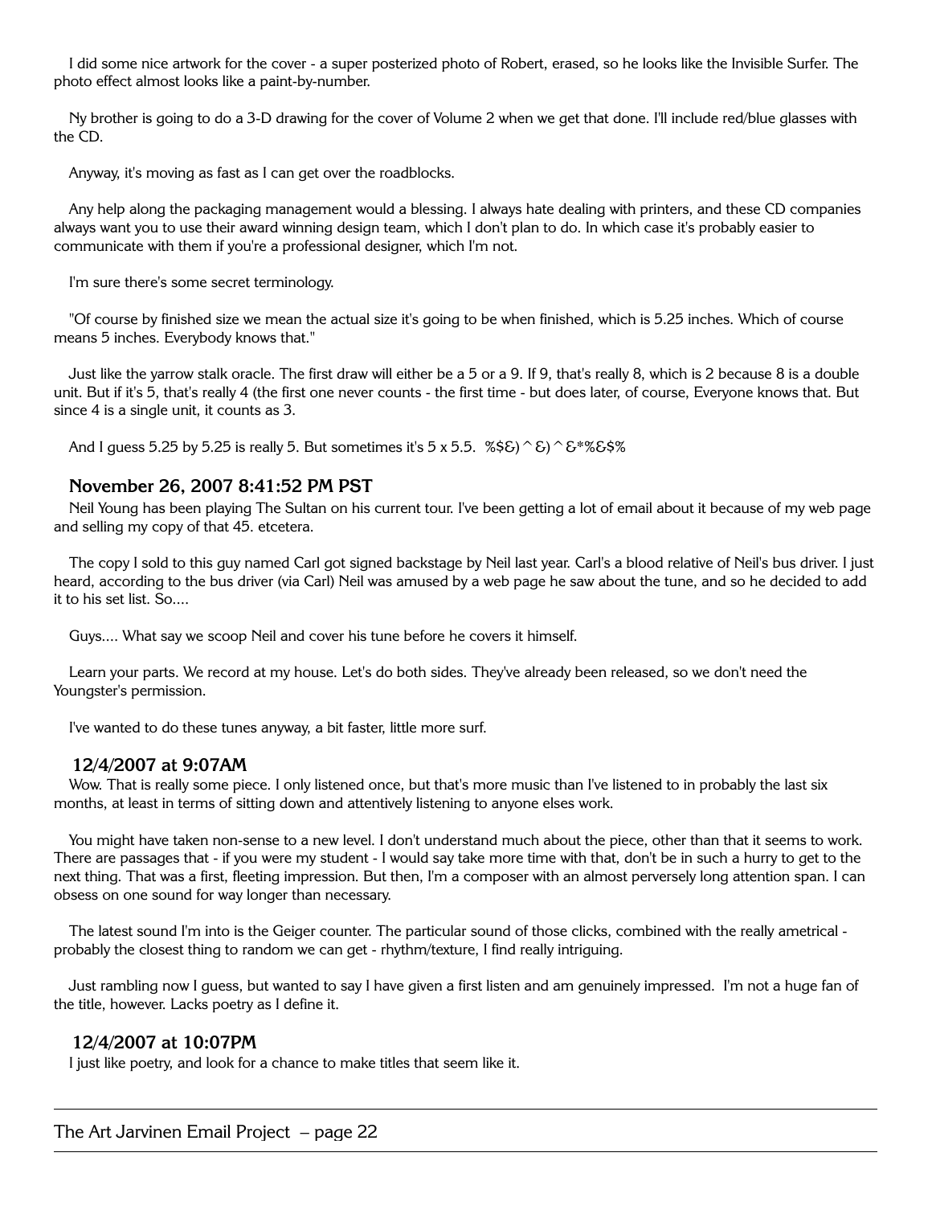I did some nice artwork for the cover - a super posterized photo of Robert, erased, so he looks like the Invisible Surfer. The photo effect almost looks like a paint-by-number.

Ny brother is going to do a 3-D drawing for the cover of Volume 2 when we get that done. I'll include red/blue glasses with the CD.

Anyway, it's moving as fast as I can get over the roadblocks.

Any help along the packaging management would a blessing. I always hate dealing with printers, and these CD companies always want you to use their award winning design team, which I don't plan to do. In which case it's probably easier to communicate with them if you're a professional designer, which I'm not.

I'm sure there's some secret terminology.

"Of course by finished size we mean the actual size it's going to be when finished, which is 5.25 inches. Which of course means 5 inches. Everybody knows that."

Just like the yarrow stalk oracle. The first draw will either be a 5 or a 9. If 9, that's really 8, which is 2 because 8 is a double unit. But if it's 5, that's really 4 (the first one never counts - the first time - but does later, of course, Everyone knows that. But since 4 is a single unit, it counts as 3.

And I guess 5.25 by 5.25 is really 5. But sometimes it's 5 x 5.5. %$&)^&)^&*%&$%

### November 26, 2007 8:41:52 PM PST

Neil Young has been playing The Sultan on his current tour. I've been getting a lot of email about it because of my web page and selling my copy of that 45. etcetera.

The copy I sold to this guy named Carl got signed backstage by Neil last year. Carl's a blood relative of Neil's bus driver. I just heard, according to the bus driver (via Carl) Neil was amused by a web page he saw about the tune, and so he decided to add it to his set list. So....

Guys.... What say we scoop Neil and cover his tune before he covers it himself.

Learn your parts. We record at my house. Let's do both sides. They've already been released, so we don't need the Youngster's permission.

I've wanted to do these tunes anyway, a bit faster, little more surf.

### 12/4/2007 at 9:07AM

Wow. That is really some piece. I only listened once, but that's more music than I've listened to in probably the last six months, at least in terms of sitting down and attentively listening to anyone elses work.

You might have taken non-sense to a new level. I don't understand much about the piece, other than that it seems to work. There are passages that - if you were my student - I would say take more time with that, don't be in such a hurry to get to the next thing. That was a first, fleeting impression. But then, I'm a composer with an almost perversely long attention span. I can obsess on one sound for way longer than necessary.

The latest sound I'm into is the Geiger counter. The particular sound of those clicks, combined with the really ametrical - probably the closest thing to random we can get - rhythm/texture, I find really intriguing.

Just rambling now I guess, but wanted to say I have given a first listen and am genuinely impressed. I'm not a huge fan of the title, however. Lacks poetry as I define it.

### 12/4/2007 at 10:07PM

I just like poetry, and look for a chance to make titles that seem like it.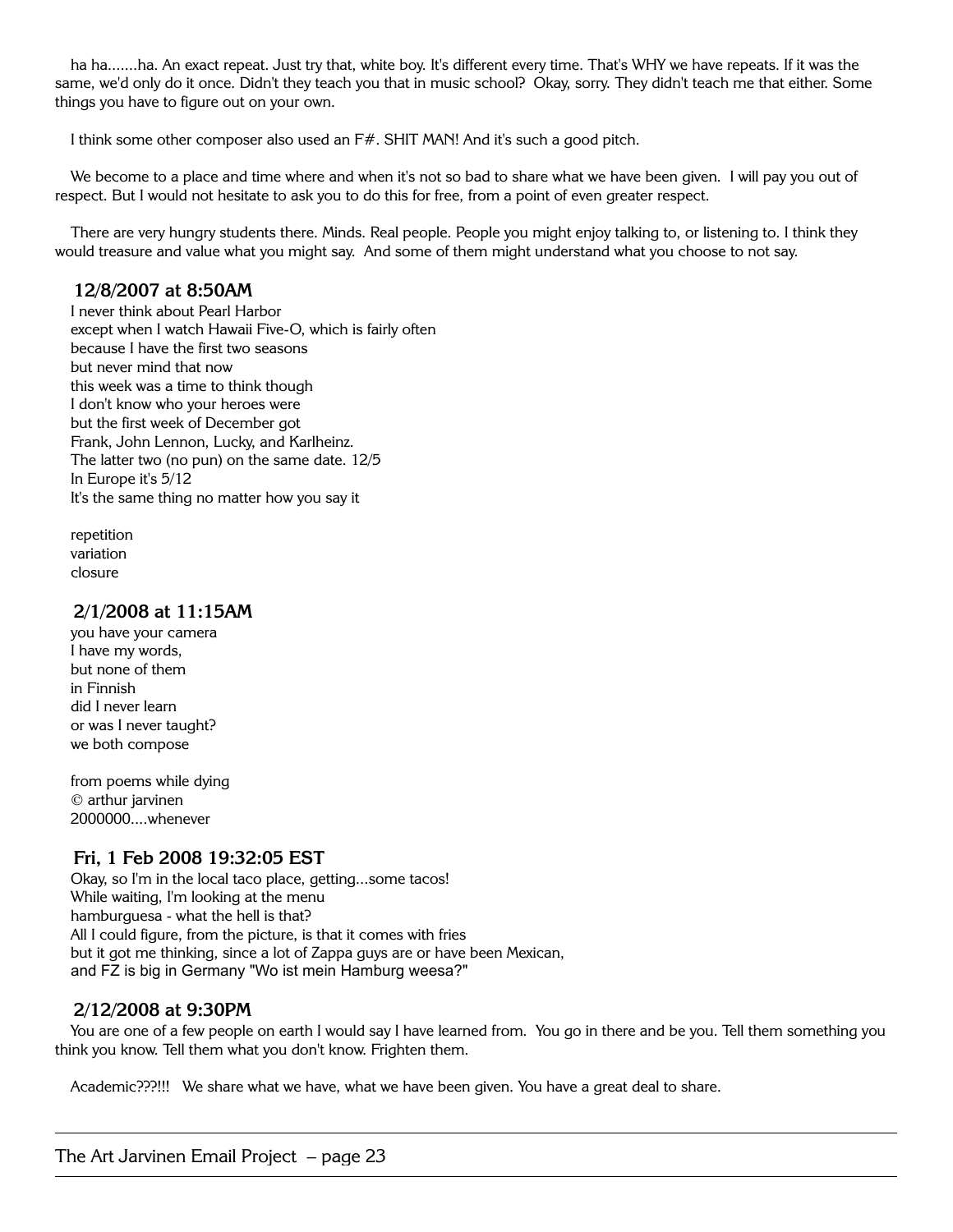ha ha.......ha. An exact repeat. Just try that, white boy. It's different every time. That's WHY we have repeats. If it was the same, we'd only do it once. Didn't they teach you that in music school? Okay, sorry. They didn't teach me that either. Some things you have to figure out on your own.

I think some other composer also used an F#. SHIT MAN! And it's such a good pitch.

We become to a place and time where and when it's not so bad to share what we have been given. I will pay you out of respect. But I would not hesitate to ask you to do this for free, from a point of even greater respect.

There are very hungry students there. Minds. Real people. People you might enjoy talking to, or listening to. I think they would treasure and value what you might say. And some of them might understand what you choose to not say.

### 12/8/2007 at 8:50AM

I never think about Pearl Harbor  
except when I watch Hawaii Five-O, which is fairly often  
because I have the first two seasons  
but never mind that now  
this week was a time to think though  
I don't know who your heroes were  
but the first week of December got  
Frank, John Lennon, Lucky, and Karlheinz.  
The latter two (no pun) on the same date. 12/5  
In Europe it's 5/12  
It's the same thing no matter how you say it

repetition  
variation  
closure

### 2/1/2008 at 11:15AM

you have your camera  
I have my words,  
but none of them  
in Finnish  
did I never learn  
or was I never taught?  
we both compose

from poems while dying  
© arthur jarvinen  
2000000....whenever

### Fri, 1 Feb 2008 19:32:05 EST

Okay, so I'm in the local taco place, getting...some tacos!  
While waiting, I'm looking at the menu  
hamburguesa - what the hell is that?  
All I could figure, from the picture, is that it comes with fries  
but it got me thinking, since a lot of Zappa guys are or have been Mexican,  
and FZ is big in Germany "Wo ist mein Hamburg weesa?"

### 2/12/2008 at 9:30PM

You are one of a few people on earth I would say I have learned from. You go in there and be you. Tell them something you think you know. Tell them what you don't know. Frighten them.

Academic???!!! We share what we have, what we have been given. You have a great deal to share.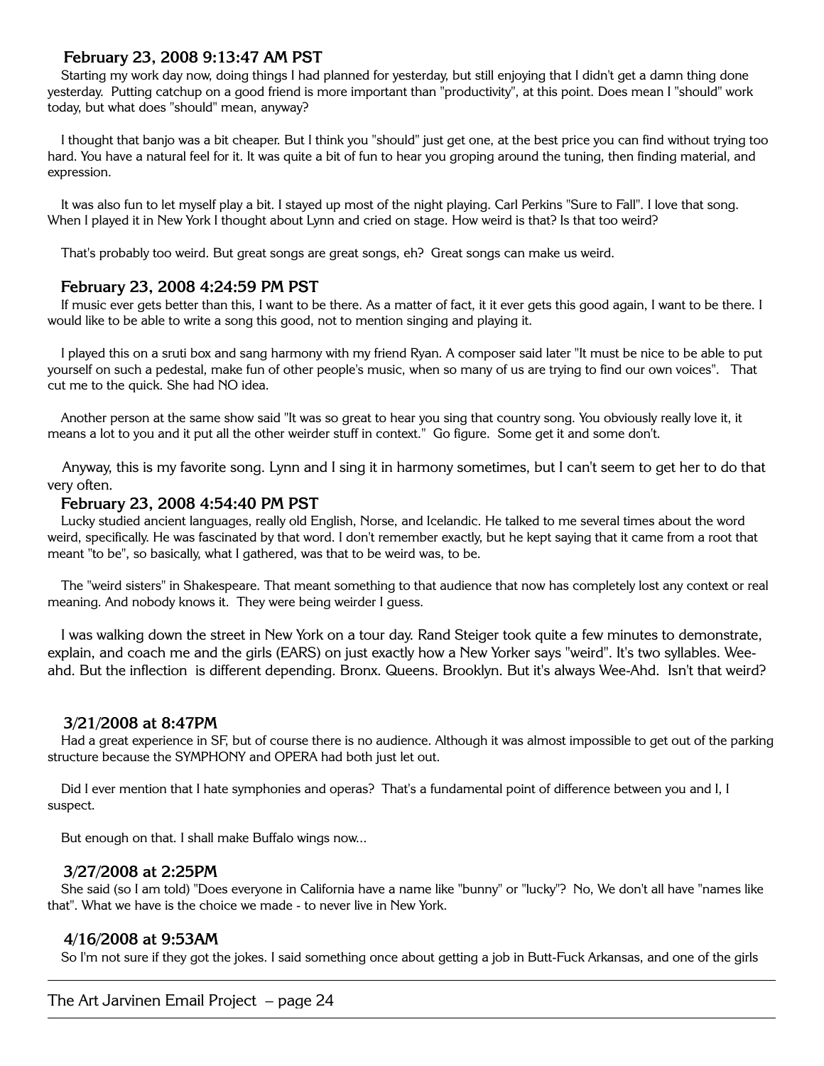### February 23, 2008 9:13:47 AM PST

Starting my work day now, doing things I had planned for yesterday, but still enjoying that I didn't get a damn thing done yesterday. Putting catchup on a good friend is more important than "productivity", at this point. Does mean I "should" work today, but what does "should" mean, anyway?

I thought that banjo was a bit cheaper. But I think you "should" just get one, at the best price you can find without trying too hard. You have a natural feel for it. It was quite a bit of fun to hear you groping around the tuning, then finding material, and expression.

It was also fun to let myself play a bit. I stayed up most of the night playing. Carl Perkins "Sure to Fall". I love that song. When I played it in New York I thought about Lynn and cried on stage. How weird is that? Is that too weird?

That's probably too weird. But great songs are great songs, eh? Great songs can make us weird.

### February 23, 2008 4:24:59 PM PST

If music ever gets better than this, I want to be there. As a matter of fact, it it ever gets this good again, I want to be there. I would like to be able to write a song this good, not to mention singing and playing it.

I played this on a sruti box and sang harmony with my friend Ryan. A composer said later "It must be nice to be able to put yourself on such a pedestal, make fun of other people's music, when so many of us are trying to find our own voices". That cut me to the quick. She had NO idea.

Another person at the same show said "It was so great to hear you sing that country song. You obviously really love it, it means a lot to you and it put all the other weirder stuff in context." Go figure. Some get it and some don't.

Anyway, this is my favorite song. Lynn and I sing it in harmony sometimes, but I can't seem to get her to do that very often.

### February 23, 2008 4:54:40 PM PST

Lucky studied ancient languages, really old English, Norse, and Icelandic. He talked to me several times about the word weird, specifically. He was fascinated by that word. I don't remember exactly, but he kept saying that it came from a root that meant "to be", so basically, what I gathered, was that to be weird was, to be.

The "weird sisters" in Shakespeare. That meant something to that audience that now has completely lost any context or real meaning. And nobody knows it. They were being weirder I guess.

I was walking down the street in New York on a tour day. Rand Steiger took quite a few minutes to demonstrate, explain, and coach me and the girls (EARS) on just exactly how a New Yorker says "weird". It's two syllables. Wee-ahd. But the inflection is different depending. Bronx. Queens. Brooklyn. But it's always Wee-Ahd. Isn't that weird?

### 3/21/2008 at 8:47PM

Had a great experience in SF, but of course there is no audience. Although it was almost impossible to get out of the parking structure because the SYMPHONY and OPERA had both just let out.

Did I ever mention that I hate symphonies and operas? That's a fundamental point of difference between you and I, I suspect.

But enough on that. I shall make Buffalo wings now...

### 3/27/2008 at 2:25PM

She said (so I am told) "Does everyone in California have a name like "bunny" or "lucky"? No, We don't all have "names like that". What we have is the choice we made - to never live in New York.

### 4/16/2008 at 9:53AM

So I'm not sure if they got the jokes. I said something once about getting a job in Butt-Fuck Arkansas, and one of the girls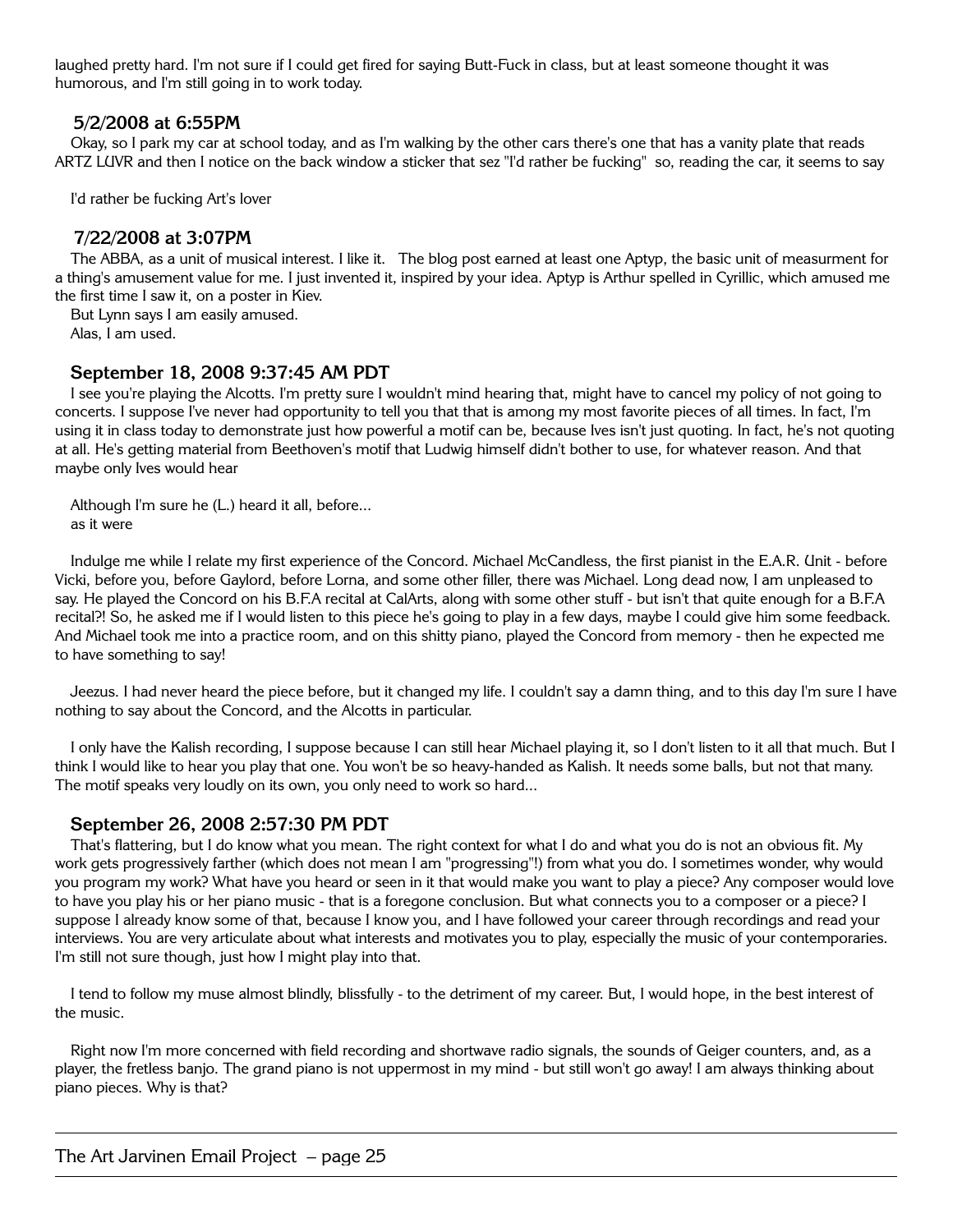laughed pretty hard. I'm not sure if I could get fired for saying Butt-Fuck in class, but at least someone thought it was humorous, and I'm still going in to work today.

### 5/2/2008 at 6:55PM

Okay, so I park my car at school today, and as I'm walking by the other cars there's one that has a vanity plate that reads ARTZ LUVR and then I notice on the back window a sticker that sez "I'd rather be fucking"  so, reading the car, it seems to say

I'd rather be fucking Art's lover

### 7/22/2008 at 3:07PM

The ABBA, as a unit of musical interest. I like it.   The blog post earned at least one Aptyp, the basic unit of measurment for a thing's amusement value for me. I just invented it, inspired by your idea. Aptyp is Arthur spelled in Cyrillic, which amused me the first time I saw it, on a poster in Kiev.

But Lynn says I am easily amused.

Alas, I am used.

### September 18, 2008 9:37:45 AM PDT

I see you're playing the Alcotts. I'm pretty sure I wouldn't mind hearing that, might have to cancel my policy of not going to concerts. I suppose I've never had opportunity to tell you that that is among my most favorite pieces of all times. In fact, I'm using it in class today to demonstrate just how powerful a motif can be, because Ives isn't just quoting. In fact, he's not quoting at all. He's getting material from Beethoven's motif that Ludwig himself didn't bother to use, for whatever reason. And that maybe only Ives would hear

Although I'm sure he (L.) heard it all, before...
as it were

Indulge me while I relate my first experience of the Concord. Michael McCandless, the first pianist in the E.A.R. Unit - before Vicki, before you, before Gaylord, before Lorna, and some other filler, there was Michael. Long dead now, I am unpleased to say. He played the Concord on his B.F.A recital at CalArts, along with some other stuff - but isn't that quite enough for a B.F.A recital?! So, he asked me if I would listen to this piece he's going to play in a few days, maybe I could give him some feedback. And Michael took me into a practice room, and on this shitty piano, played the Concord from memory - then he expected me to have something to say!

Jeezus. I had never heard the piece before, but it changed my life. I couldn't say a damn thing, and to this day I'm sure I have nothing to say about the Concord, and the Alcotts in particular.

I only have the Kalish recording, I suppose because I can still hear Michael playing it, so I don't listen to it all that much. But I think I would like to hear you play that one. You won't be so heavy-handed as Kalish. It needs some balls, but not that many. The motif speaks very loudly on its own, you only need to work so hard...

### September 26, 2008 2:57:30 PM PDT

That's flattering, but I do know what you mean. The right context for what I do and what you do is not an obvious fit. My work gets progressively farther (which does not mean I am "progressing"!) from what you do. I sometimes wonder, why would you program my work? What have you heard or seen in it that would make you want to play a piece? Any composer would love to have you play his or her piano music - that is a foregone conclusion. But what connects you to a composer or a piece? I suppose I already know some of that, because I know you, and I have followed your career through recordings and read your interviews. You are very articulate about what interests and motivates you to play, especially the music of your contemporaries. I'm still not sure though, just how I might play into that.

I tend to follow my muse almost blindly, blissfully - to the detriment of my career. But, I would hope, in the best interest of the music.

Right now I'm more concerned with field recording and shortwave radio signals, the sounds of Geiger counters, and, as a player, the fretless banjo. The grand piano is not uppermost in my mind - but still won't go away! I am always thinking about piano pieces. Why is that?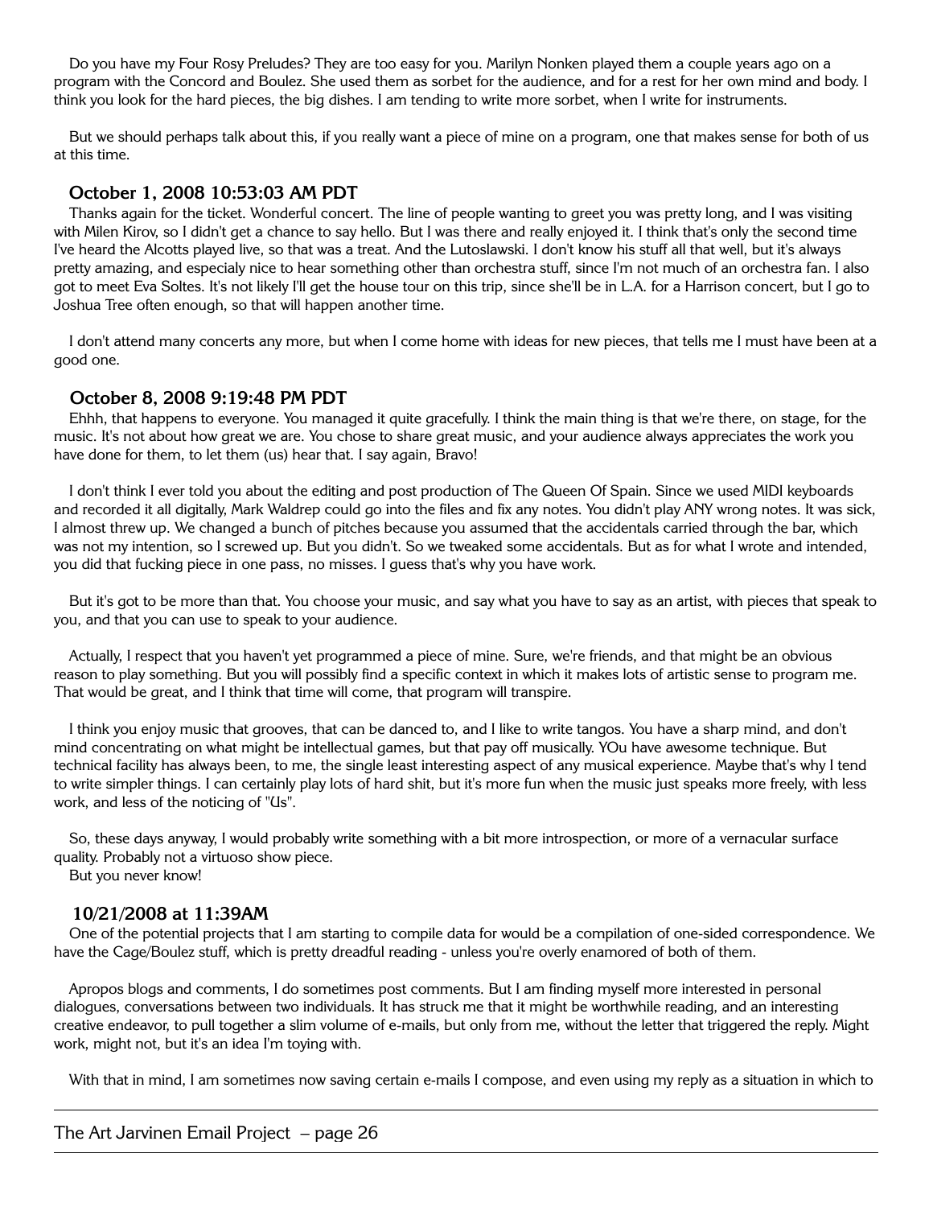Do you have my Four Rosy Preludes? They are too easy for you. Marilyn Nonken played them a couple years ago on a program with the Concord and Boulez. She used them as sorbet for the audience, and for a rest for her own mind and body. I think you look for the hard pieces, the big dishes. I am tending to write more sorbet, when I write for instruments.

But we should perhaps talk about this, if you really want a piece of mine on a program, one that makes sense for both of us at this time.

### October 1, 2008 10:53:03 AM PDT

Thanks again for the ticket. Wonderful concert. The line of people wanting to greet you was pretty long, and I was visiting with Milen Kirov, so I didn't get a chance to say hello. But I was there and really enjoyed it. I think that's only the second time I've heard the Alcotts played live, so that was a treat. And the Lutoslawski. I don't know his stuff all that well, but it's always pretty amazing, and especialy nice to hear something other than orchestra stuff, since I'm not much of an orchestra fan. I also got to meet Eva Soltes. It's not likely I'll get the house tour on this trip, since she'll be in L.A. for a Harrison concert, but I go to Joshua Tree often enough, so that will happen another time.

I don't attend many concerts any more, but when I come home with ideas for new pieces, that tells me I must have been at a good one.

### October 8, 2008 9:19:48 PM PDT

Ehhh, that happens to everyone. You managed it quite gracefully. I think the main thing is that we're there, on stage, for the music. It's not about how great we are. You chose to share great music, and your audience always appreciates the work you have done for them, to let them (us) hear that. I say again, Bravo!

I don't think I ever told you about the editing and post production of The Queen Of Spain. Since we used MIDI keyboards and recorded it all digitally, Mark Waldrep could go into the files and fix any notes. You didn't play ANY wrong notes. It was sick, I almost threw up. We changed a bunch of pitches because you assumed that the accidentals carried through the bar, which was not my intention, so I screwed up. But you didn't. So we tweaked some accidentals. But as for what I wrote and intended, you did that fucking piece in one pass, no misses. I guess that's why you have work.

But it's got to be more than that. You choose your music, and say what you have to say as an artist, with pieces that speak to you, and that you can use to speak to your audience.

Actually, I respect that you haven't yet programmed a piece of mine. Sure, we're friends, and that might be an obvious reason to play something. But you will possibly find a specific context in which it makes lots of artistic sense to program me. That would be great, and I think that time will come, that program will transpire.

I think you enjoy music that grooves, that can be danced to, and I like to write tangos. You have a sharp mind, and don't mind concentrating on what might be intellectual games, but that pay off musically. YOu have awesome technique. But technical facility has always been, to me, the single least interesting aspect of any musical experience. Maybe that's why I tend to write simpler things. I can certainly play lots of hard shit, but it's more fun when the music just speaks more freely, with less work, and less of the noticing of "Us".

So, these days anyway, I would probably write something with a bit more introspection, or more of a vernacular surface quality. Probably not a virtuoso show piece.
But you never know!

### 10/21/2008 at 11:39AM

One of the potential projects that I am starting to compile data for would be a compilation of one-sided correspondence. We have the Cage/Boulez stuff, which is pretty dreadful reading - unless you're overly enamored of both of them.

Apropos blogs and comments, I do sometimes post comments. But I am finding myself more interested in personal dialogues, conversations between two individuals. It has struck me that it might be worthwhile reading, and an interesting creative endeavor, to pull together a slim volume of e-mails, but only from me, without the letter that triggered the reply. Might work, might not, but it's an idea I'm toying with.

With that in mind, I am sometimes now saving certain e-mails I compose, and even using my reply as a situation in which to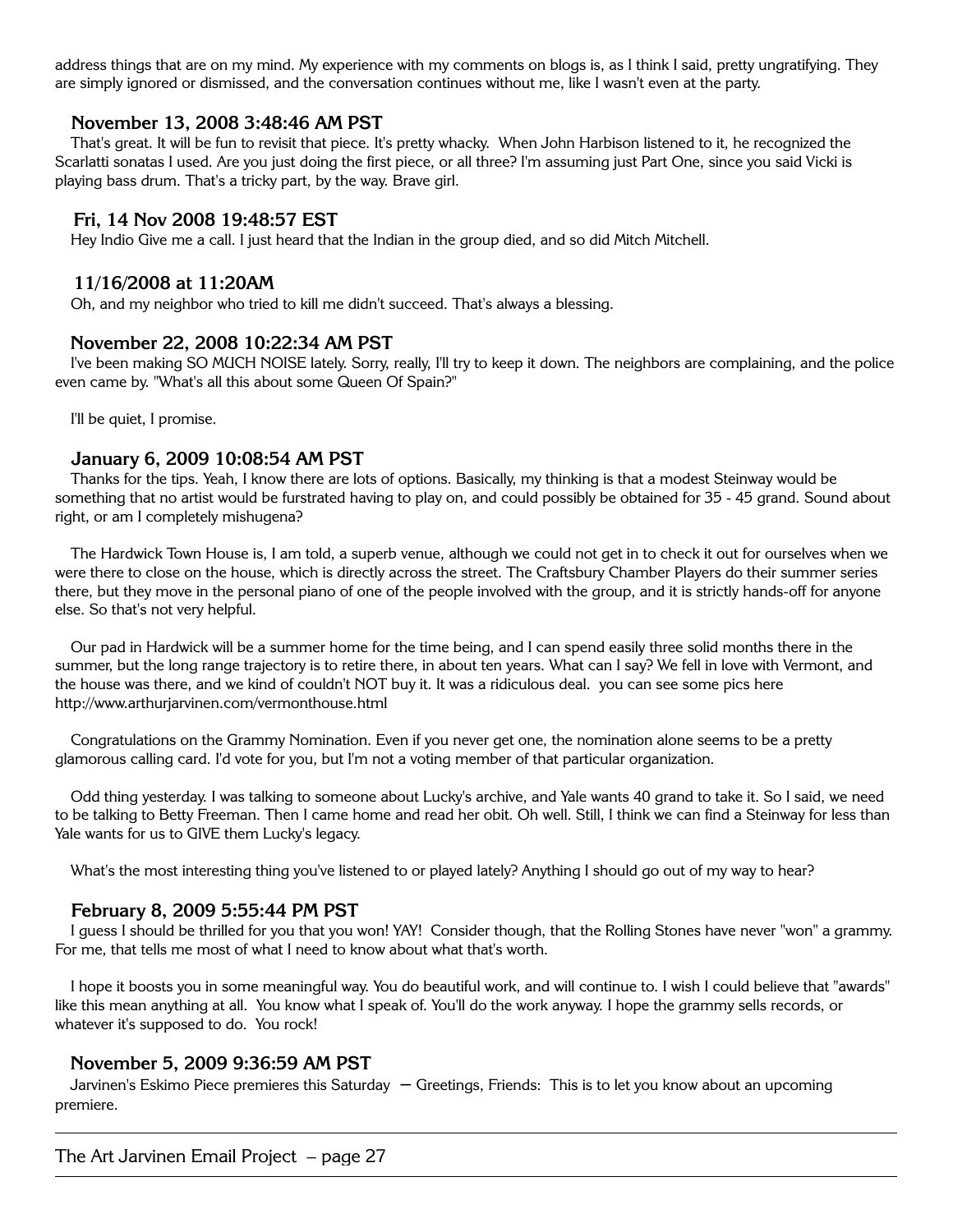address things that are on my mind. My experience with my comments on blogs is, as I think I said, pretty ungratifying. They are simply ignored or dismissed, and the conversation continues without me, like I wasn't even at the party.

### November 13, 2008 3:48:46 AM PST

That's great. It will be fun to revisit that piece. It's pretty whacky. When John Harbison listened to it, he recognized the Scarlatti sonatas I used. Are you just doing the first piece, or all three? I'm assuming just Part One, since you said Vicki is playing bass drum. That's a tricky part, by the way. Brave girl.

### Fri, 14 Nov 2008 19:48:57 EST

Hey Indio Give me a call. I just heard that the Indian in the group died, and so did Mitch Mitchell.

### 11/16/2008 at 11:20AM

Oh, and my neighbor who tried to kill me didn't succeed. That's always a blessing.

### November 22, 2008 10:22:34 AM PST

I've been making SO MUCH NOISE lately. Sorry, really, I'll try to keep it down. The neighbors are complaining, and the police even came by. "What's all this about some Queen Of Spain?"

I'll be quiet, I promise.

### January 6, 2009 10:08:54 AM PST

Thanks for the tips. Yeah, I know there are lots of options. Basically, my thinking is that a modest Steinway would be something that no artist would be furstrated having to play on, and could possibly be obtained for 35 - 45 grand. Sound about right, or am I completely mishugena?

The Hardwick Town House is, I am told, a superb venue, although we could not get in to check it out for ourselves when we were there to close on the house, which is directly across the street. The Craftsbury Chamber Players do their summer series there, but they move in the personal piano of one of the people involved with the group, and it is strictly hands-off for anyone else. So that's not very helpful.

Our pad in Hardwick will be a summer home for the time being, and I can spend easily three solid months there in the summer, but the long range trajectory is to retire there, in about ten years. What can I say? We fell in love with Vermont, and the house was there, and we kind of couldn't NOT buy it. It was a ridiculous deal. you can see some pics here http://www.arthurjarvinen.com/vermonthouse.html

Congratulations on the Grammy Nomination. Even if you never get one, the nomination alone seems to be a pretty glamorous calling card. I'd vote for you, but I'm not a voting member of that particular organization.

Odd thing yesterday. I was talking to someone about Lucky's archive, and Yale wants 40 grand to take it. So I said, we need to be talking to Betty Freeman. Then I came home and read her obit. Oh well. Still, I think we can find a Steinway for less than Yale wants for us to GIVE them Lucky's legacy.

What's the most interesting thing you've listened to or played lately? Anything I should go out of my way to hear?

### February 8, 2009 5:55:44 PM PST

I guess I should be thrilled for you that you won! YAY! Consider though, that the Rolling Stones have never "won" a grammy. For me, that tells me most of what I need to know about what that's worth.

I hope it boosts you in some meaningful way. You do beautiful work, and will continue to. I wish I could believe that "awards" like this mean anything at all. You know what I speak of. You'll do the work anyway. I hope the grammy sells records, or whatever it's supposed to do. You rock!

### November 5, 2009 9:36:59 AM PST

Jarvinen's Eskimo Piece premieres this Saturday — Greetings, Friends: This is to let you know about an upcoming premiere.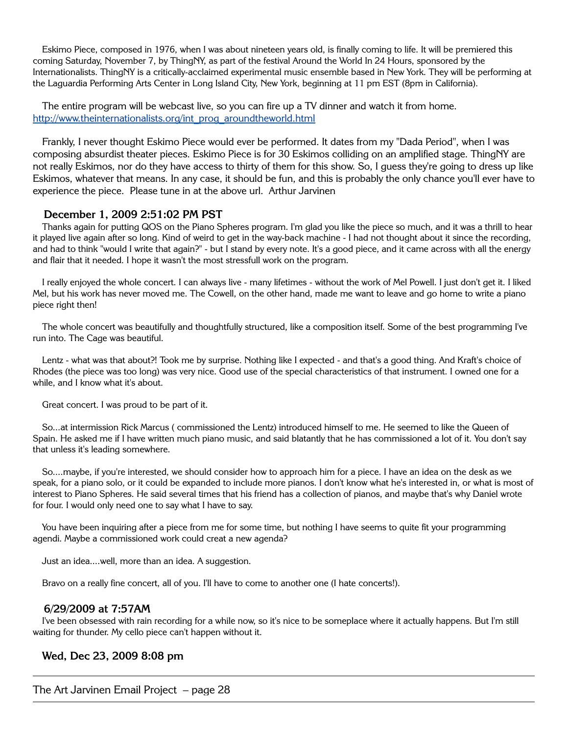Eskimo Piece, composed in 1976, when I was about nineteen years old, is finally coming to life. It will be premiered this coming Saturday, November 7, by ThingNY, as part of the festival Around the World In 24 Hours, sponsored by the Internationalists. ThingNY is a critically-acclaimed experimental music ensemble based in New York. They will be performing at the Laguardia Performing Arts Center in Long Island City, New York, beginning at 11 pm EST (8pm in California).

The entire program will be webcast live, so you can fire up a TV dinner and watch it from home. http://www.theinternationalists.org/int_prog_aroundtheworld.html

Frankly, I never thought Eskimo Piece would ever be performed. It dates from my "Dada Period", when I was composing absurdist theater pieces. Eskimo Piece is for 30 Eskimos colliding on an amplified stage. ThingNY are not really Eskimos, nor do they have access to thirty of them for this show. So, I guess they're going to dress up like Eskimos, whatever that means. In any case, it should be fun, and this is probably the only chance you'll ever have to experience the piece. Please tune in at the above url. Arthur Jarvinen

### December 1, 2009 2:51:02 PM PST

Thanks again for putting QOS on the Piano Spheres program. I'm glad you like the piece so much, and it was a thrill to hear it played live again after so long. Kind of weird to get in the way-back machine - I had not thought about it since the recording, and had to think "would I write that again?" - but I stand by every note. It's a good piece, and it came across with all the energy and flair that it needed. I hope it wasn't the most stressfull work on the program.

I really enjoyed the whole concert. I can always live - many lifetimes - without the work of Mel Powell. I just don't get it. I liked Mel, but his work has never moved me. The Cowell, on the other hand, made me want to leave and go home to write a piano piece right then!

The whole concert was beautifully and thoughtfully structured, like a composition itself. Some of the best programming I've run into. The Cage was beautiful.

Lentz - what was that about?! Took me by surprise. Nothing like I expected - and that's a good thing. And Kraft's choice of Rhodes (the piece was too long) was very nice. Good use of the special characteristics of that instrument. I owned one for a while, and I know what it's about.

Great concert. I was proud to be part of it.

So...at intermission Rick Marcus ( commissioned the Lentz) introduced himself to me. He seemed to like the Queen of Spain. He asked me if I have written much piano music, and said blatantly that he has commissioned a lot of it. You don't say that unless it's leading somewhere.

So....maybe, if you're interested, we should consider how to approach him for a piece. I have an idea on the desk as we speak, for a piano solo, or it could be expanded to include more pianos. I don't know what he's interested in, or what is most of interest to Piano Spheres. He said several times that his friend has a collection of pianos, and maybe that's why Daniel wrote for four. I would only need one to say what I have to say.

You have been inquiring after a piece from me for some time, but nothing I have seems to quite fit your programming agendi. Maybe a commissioned work could creat a new agenda?

Just an idea....well, more than an idea. A suggestion.

Bravo on a really fine concert, all of you. I'll have to come to another one (I hate concerts!).

### 6/29/2009 at 7:57AM

I've been obsessed with rain recording for a while now, so it's nice to be someplace where it actually happens. But I'm still waiting for thunder. My cello piece can't happen without it.

### Wed, Dec 23, 2009 8:08 pm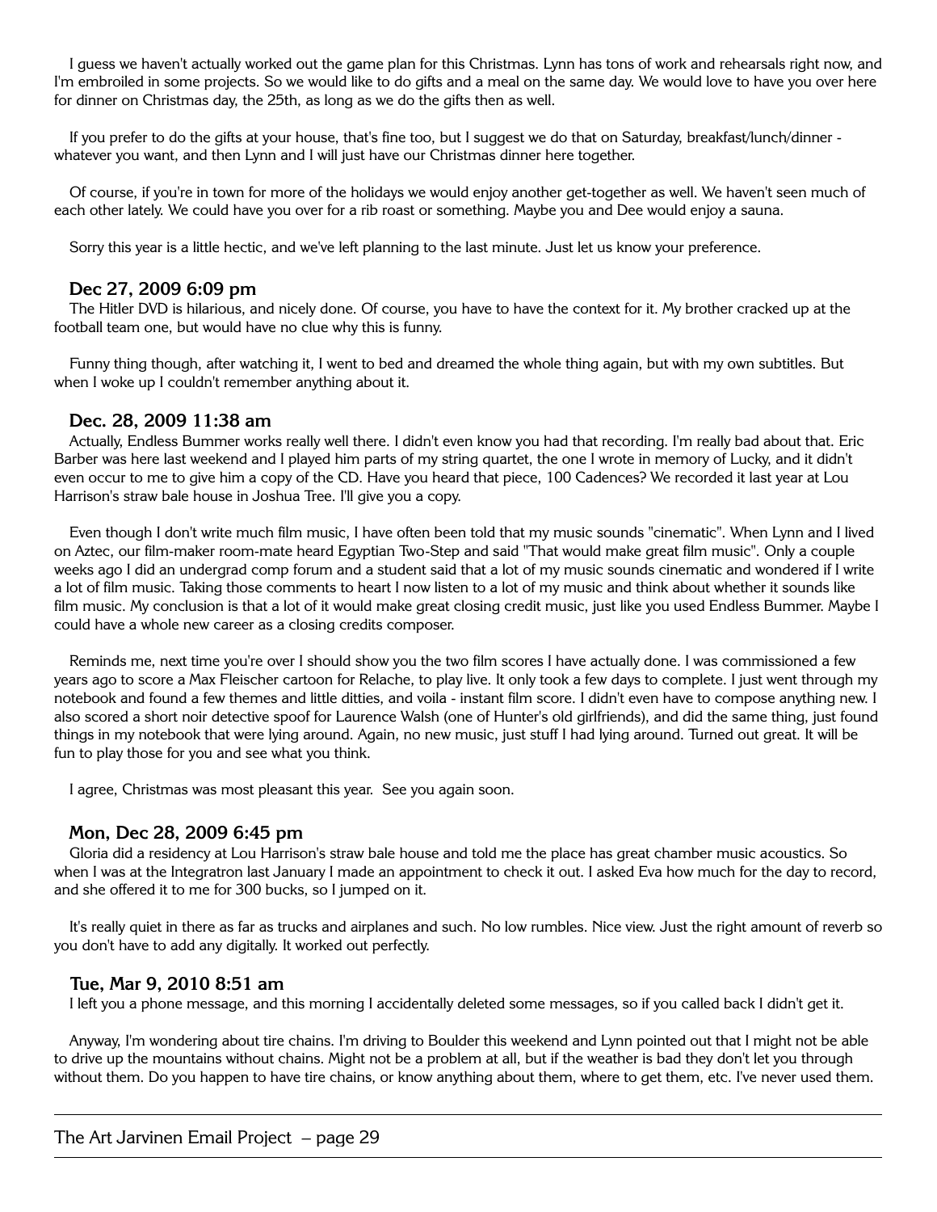I guess we haven't actually worked out the game plan for this Christmas. Lynn has tons of work and rehearsals right now, and I'm embroiled in some projects. So we would like to do gifts and a meal on the same day. We would love to have you over here for dinner on Christmas day, the 25th, as long as we do the gifts then as well.

If you prefer to do the gifts at your house, that's fine too, but I suggest we do that on Saturday, breakfast/lunch/dinner - whatever you want, and then Lynn and I will just have our Christmas dinner here together.

Of course, if you're in town for more of the holidays we would enjoy another get-together as well. We haven't seen much of each other lately. We could have you over for a rib roast or something. Maybe you and Dee would enjoy a sauna.

Sorry this year is a little hectic, and we've left planning to the last minute. Just let us know your preference.

### Dec 27, 2009 6:09 pm

The Hitler DVD is hilarious, and nicely done. Of course, you have to have the context for it. My brother cracked up at the football team one, but would have no clue why this is funny.

Funny thing though, after watching it, I went to bed and dreamed the whole thing again, but with my own subtitles. But when I woke up I couldn't remember anything about it.

### Dec. 28, 2009 11:38 am

Actually, Endless Bummer works really well there. I didn't even know you had that recording. I'm really bad about that. Eric Barber was here last weekend and I played him parts of my string quartet, the one I wrote in memory of Lucky, and it didn't even occur to me to give him a copy of the CD. Have you heard that piece, 100 Cadences? We recorded it last year at Lou Harrison's straw bale house in Joshua Tree. I'll give you a copy.

Even though I don't write much film music, I have often been told that my music sounds "cinematic". When Lynn and I lived on Aztec, our film-maker room-mate heard Egyptian Two-Step and said "That would make great film music". Only a couple weeks ago I did an undergrad comp forum and a student said that a lot of my music sounds cinematic and wondered if I write a lot of film music. Taking those comments to heart I now listen to a lot of my music and think about whether it sounds like film music. My conclusion is that a lot of it would make great closing credit music, just like you used Endless Bummer. Maybe I could have a whole new career as a closing credits composer.

Reminds me, next time you're over I should show you the two film scores I have actually done. I was commissioned a few years ago to score a Max Fleischer cartoon for Relache, to play live. It only took a few days to complete. I just went through my notebook and found a few themes and little ditties, and voila - instant film score. I didn't even have to compose anything new. I also scored a short noir detective spoof for Laurence Walsh (one of Hunter's old girlfriends), and did the same thing, just found things in my notebook that were lying around. Again, no new music, just stuff I had lying around. Turned out great. It will be fun to play those for you and see what you think.

I agree, Christmas was most pleasant this year. See you again soon.

### Mon, Dec 28, 2009 6:45 pm

Gloria did a residency at Lou Harrison's straw bale house and told me the place has great chamber music acoustics. So when I was at the Integratron last January I made an appointment to check it out. I asked Eva how much for the day to record, and she offered it to me for 300 bucks, so I jumped on it.

It's really quiet in there as far as trucks and airplanes and such. No low rumbles. Nice view. Just the right amount of reverb so you don't have to add any digitally. It worked out perfectly.

### Tue, Mar 9, 2010 8:51 am

I left you a phone message, and this morning I accidentally deleted some messages, so if you called back I didn't get it.

Anyway, I'm wondering about tire chains. I'm driving to Boulder this weekend and Lynn pointed out that I might not be able to drive up the mountains without chains. Might not be a problem at all, but if the weather is bad they don't let you through without them. Do you happen to have tire chains, or know anything about them, where to get them, etc. I've never used them.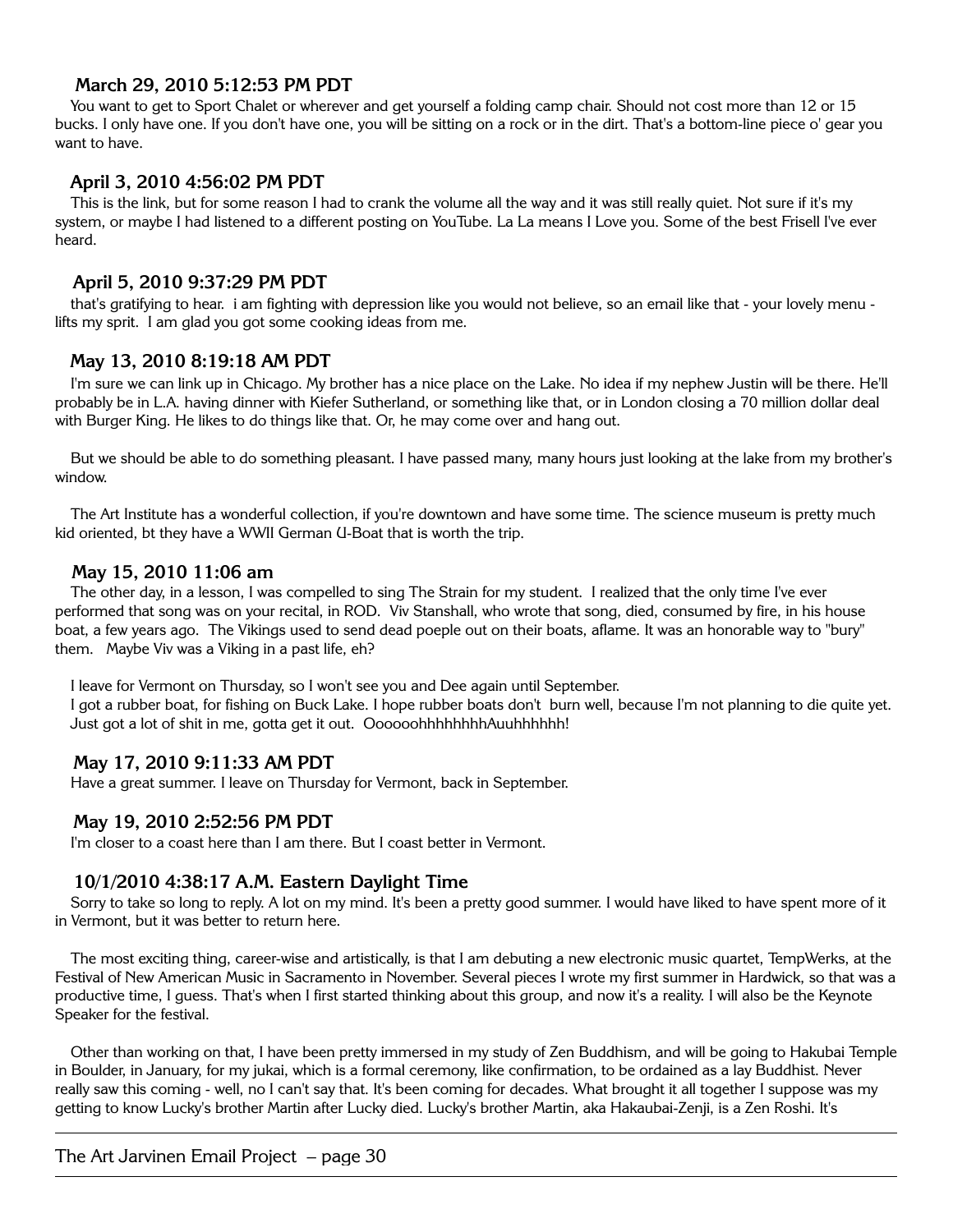### March 29, 2010 5:12:53 PM PDT

You want to get to Sport Chalet or wherever and get yourself a folding camp chair. Should not cost more than 12 or 15 bucks. I only have one. If you don't have one, you will be sitting on a rock or in the dirt. That's a bottom-line piece o' gear you want to have.

### April 3, 2010 4:56:02 PM PDT

This is the link, but for some reason I had to crank the volume all the way and it was still really quiet. Not sure if it's my system, or maybe I had listened to a different posting on YouTube. La La means I Love you. Some of the best Frisell I've ever heard.

### April 5, 2010 9:37:29 PM PDT

that's gratifying to hear. i am fighting with depression like you would not believe, so an email like that - your lovely menu - lifts my sprit. I am glad you got some cooking ideas from me.

### May 13, 2010 8:19:18 AM PDT

I'm sure we can link up in Chicago. My brother has a nice place on the Lake. No idea if my nephew Justin will be there. He'll probably be in L.A. having dinner with Kiefer Sutherland, or something like that, or in London closing a 70 million dollar deal with Burger King. He likes to do things like that. Or, he may come over and hang out.

But we should be able to do something pleasant. I have passed many, many hours just looking at the lake from my brother's window.

The Art Institute has a wonderful collection, if you're downtown and have some time. The science museum is pretty much kid oriented, bt they have a WWII German U-Boat that is worth the trip.

### May 15, 2010 11:06 am

The other day, in a lesson, I was compelled to sing The Strain for my student. I realized that the only time I've ever performed that song was on your recital, in ROD. Viv Stanshall, who wrote that song, died, consumed by fire, in his house boat, a few years ago. The Vikings used to send dead poeple out on their boats, aflame. It was an honorable way to "bury" them. Maybe Viv was a Viking in a past life, eh?

I leave for Vermont on Thursday, so I won't see you and Dee again until September.
I got a rubber boat, for fishing on Buck Lake. I hope rubber boats don't burn well, because I'm not planning to die quite yet. Just got a lot of shit in me, gotta get it out. OooooohhhhhhhhAuuhhhhhh!

### May 17, 2010 9:11:33 AM PDT

Have a great summer. I leave on Thursday for Vermont, back in September.

### May 19, 2010 2:52:56 PM PDT

I'm closer to a coast here than I am there. But I coast better in Vermont.

### 10/1/2010 4:38:17 A.M. Eastern Daylight Time

Sorry to take so long to reply. A lot on my mind. It's been a pretty good summer. I would have liked to have spent more of it in Vermont, but it was better to return here.

The most exciting thing, career-wise and artistically, is that I am debuting a new electronic music quartet, TempWerks, at the Festival of New American Music in Sacramento in November. Several pieces I wrote my first summer in Hardwick, so that was a productive time, I guess. That's when I first started thinking about this group, and now it's a reality. I will also be the Keynote Speaker for the festival.

Other than working on that, I have been pretty immersed in my study of Zen Buddhism, and will be going to Hakubai Temple in Boulder, in January, for my jukai, which is a formal ceremony, like confirmation, to be ordained as a lay Buddhist. Never really saw this coming - well, no I can't say that. It's been coming for decades. What brought it all together I suppose was my getting to know Lucky's brother Martin after Lucky died. Lucky's brother Martin, aka Hakaubai-Zenji, is a Zen Roshi. It's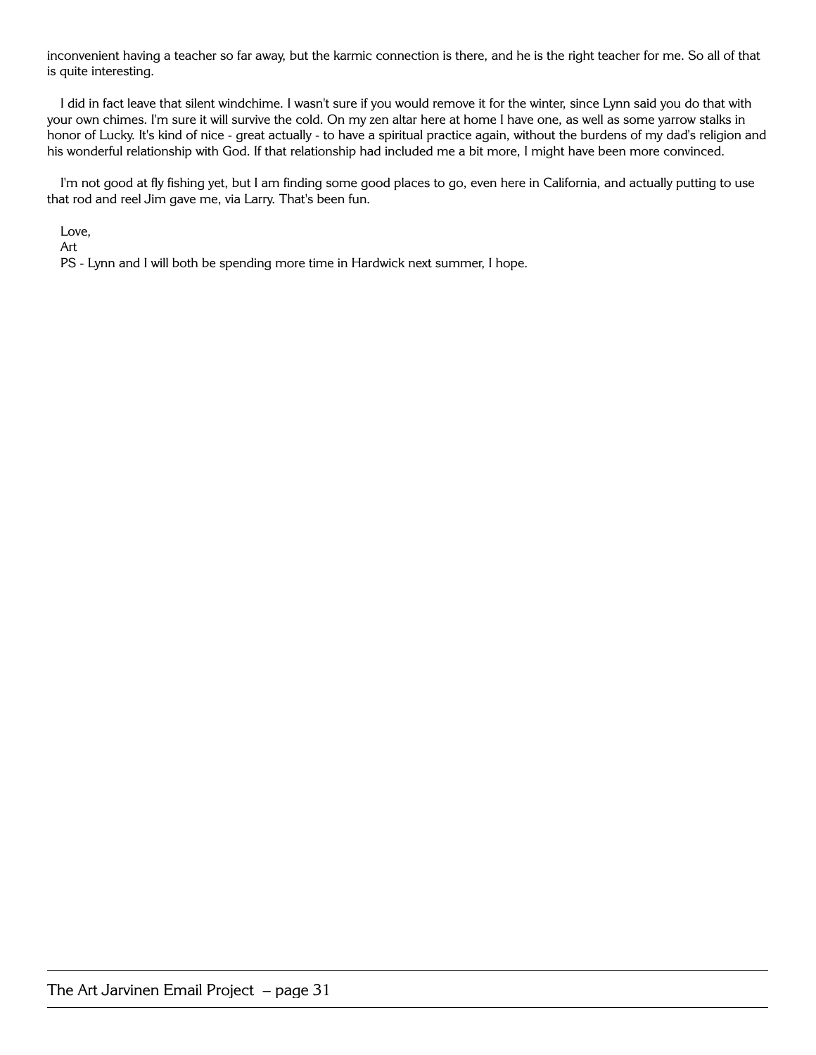inconvenient having a teacher so far away, but the karmic connection is there, and he is the right teacher for me. So all of that is quite interesting.

I did in fact leave that silent windchime. I wasn't sure if you would remove it for the winter, since Lynn said you do that with your own chimes. I'm sure it will survive the cold. On my zen altar here at home I have one, as well as some yarrow stalks in honor of Lucky. It's kind of nice - great actually - to have a spiritual practice again, without the burdens of my dad's religion and his wonderful relationship with God. If that relationship had included me a bit more, I might have been more convinced.

I'm not good at fly fishing yet, but I am finding some good places to go, even here in California, and actually putting to use that rod and reel Jim gave me, via Larry. That's been fun.

Love,
Art
PS - Lynn and I will both be spending more time in Hardwick next summer, I hope.